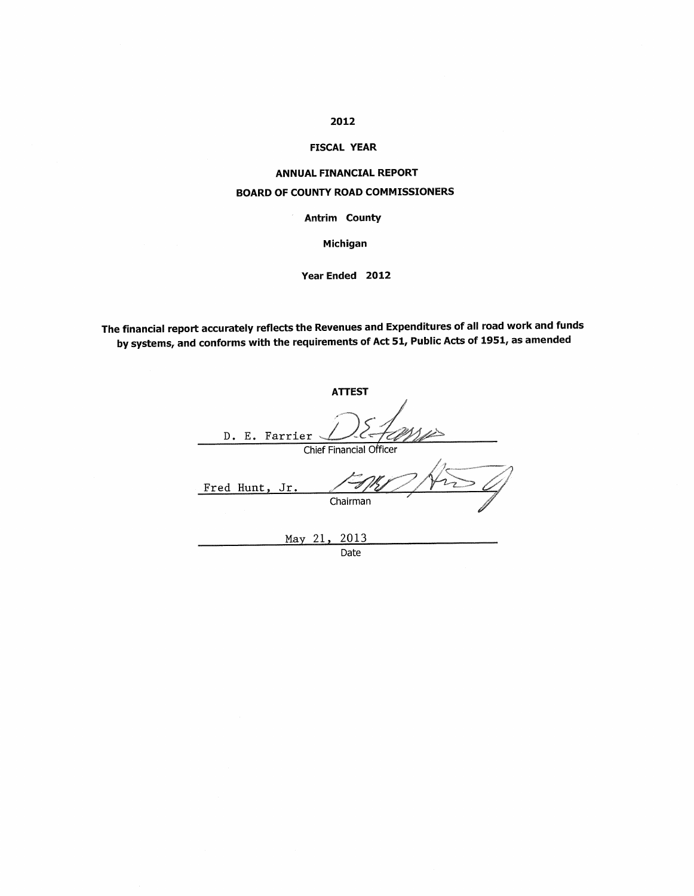**2012**

**FISCAL YEAR**

**ANNUAL FINANCIAL REPORT**

**BOARD OF COUNTY ROAD COMMISSIONERS**

**Antrim County**

**Michigan**

**Year Ended 2012**

**The financial report accurately reflects the Revenues and Expenditures of all road work and funds by systems, and conforms with the requirements of Act 51, Public Acts of 1951, as amended**

**ATTEST**

D. E. Farrier
Chief Financial Officer

Fred Hunt, Jr.
Chairman

May 21, 2013
Date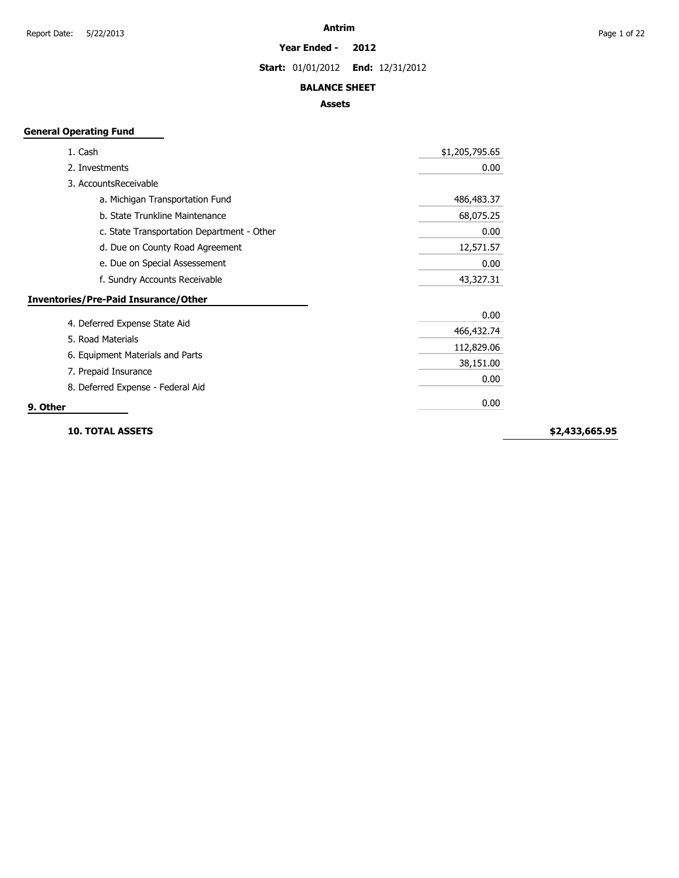# Antrim

**Year Ended - 2012**

**Start:** 01/01/2012 **End:** 12/31/2012

## BALANCE SHEET

### Assets

**General Operating Fund**

| | | |
|---|---|---|
| 1. Cash | $1,205,795.65 | |
| 2. Investments | 0.00 | |
| 3. AccountsReceivable | | |
| a. Michigan Transportation Fund | 486,483.37 | |
| b. State Trunkline Maintenance | 68,075.25 | |
| c. State Transportation Department - Other | 0.00 | |
| d. Due on County Road Agreement | 12,571.57 | |
| e. Due on Special Assessement | 0.00 | |
| f. Sundry Accounts Receivable | 43,327.31 | |
| **Inventories/Pre-Paid Insurance/Other** | | |
| 4. Deferred Expense State Aid | 0.00 | |
| 5. Road Materials | 466,432.74 | |
| 6. Equipment Materials and Parts | 112,829.06 | |
| 7. Prepaid Insurance | 38,151.00 | |
| 8. Deferred Expense - Federal Aid | 0.00 | |
| **9. Other** | 0.00 | |
| **10. TOTAL ASSETS** | | **$2,433,665.95** |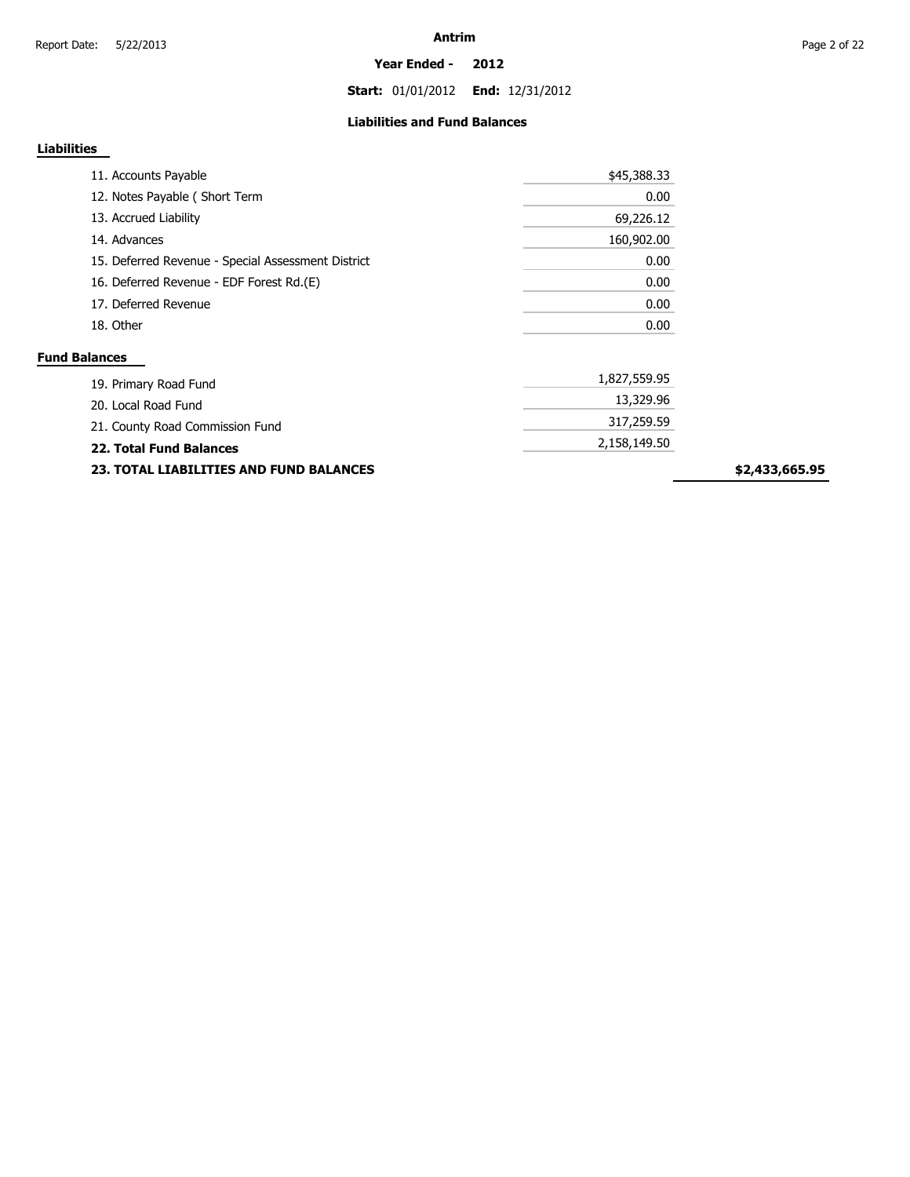# Antrim

**Year Ended - 2012**

**Start:** 01/01/2012 **End:** 12/31/2012

## Liabilities and Fund Balances

### Liabilities

| | | |
|---|---|---|
| 11. Accounts Payable | $45,388.33 | |
| 12. Notes Payable ( Short Term | 0.00 | |
| 13. Accrued Liability | 69,226.12 | |
| 14. Advances | 160,902.00 | |
| 15. Deferred Revenue - Special Assessment District | 0.00 | |
| 16. Deferred Revenue - EDF Forest Rd.(E) | 0.00 | |
| 17. Deferred Revenue | 0.00 | |
| 18. Other | 0.00 | |

### Fund Balances

| | | |
|---|---|---|
| 19. Primary Road Fund | 1,827,559.95 | |
| 20. Local Road Fund | 13,329.96 | |
| 21. County Road Commission Fund | 317,259.59 | |
| **22. Total Fund Balances** | 2,158,149.50 | |
| **23. TOTAL LIABILITIES AND FUND BALANCES** | | **$2,433,665.95** |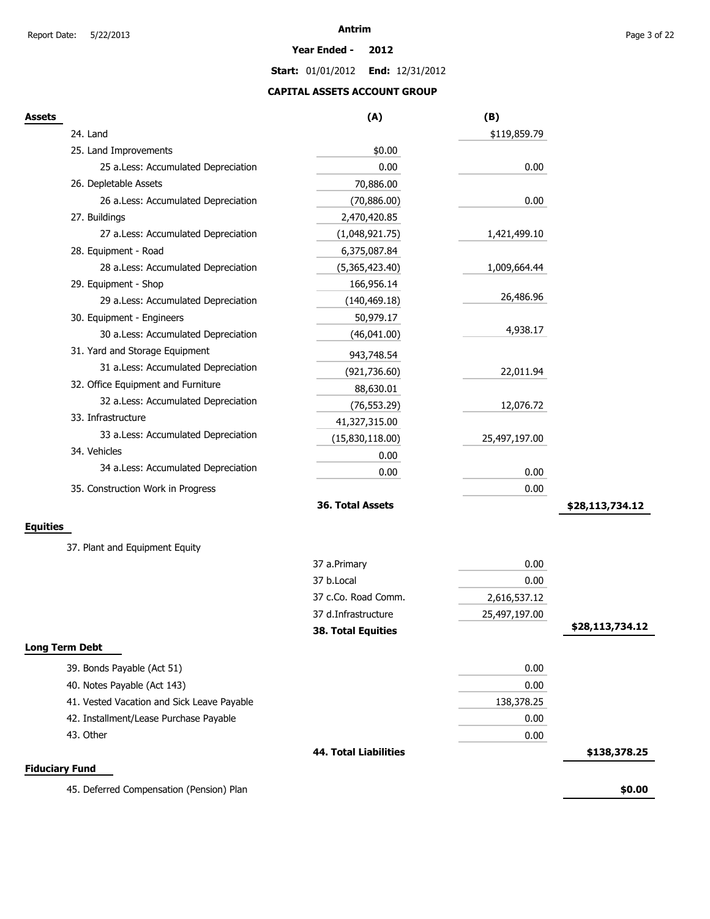**Antrim**

**Year Ended - 2012**

**Start:** 01/01/2012 **End:** 12/31/2012

## CAPITAL ASSETS ACCOUNT GROUP

| Assets | (A) | (B) | |
|---|---|---|---|
| 24. Land | | $119,859.79 | |
| 25. Land Improvements | $0.00 | | |
| 25 a.Less: Accumulated Depreciation | 0.00 | 0.00 | |
| 26. Depletable Assets | 70,886.00 | | |
| 26 a.Less: Accumulated Depreciation | (70,886.00) | 0.00 | |
| 27. Buildings | 2,470,420.85 | | |
| 27 a.Less: Accumulated Depreciation | (1,048,921.75) | 1,421,499.10 | |
| 28. Equipment - Road | 6,375,087.84 | | |
| 28 a.Less: Accumulated Depreciation | (5,365,423.40) | 1,009,664.44 | |
| 29. Equipment - Shop | 166,956.14 | | |
| 29 a.Less: Accumulated Depreciation | (140,469.18) | 26,486.96 | |
| 30. Equipment - Engineers | 50,979.17 | | |
| 30 a.Less: Accumulated Depreciation | (46,041.00) | 4,938.17 | |
| 31. Yard and Storage Equipment | 943,748.54 | | |
| 31 a.Less: Accumulated Depreciation | (921,736.60) | 22,011.94 | |
| 32. Office Equipment and Furniture | 88,630.01 | | |
| 32 a.Less: Accumulated Depreciation | (76,553.29) | 12,076.72 | |
| 33. Infrastructure | 41,327,315.00 | | |
| 33 a.Less: Accumulated Depreciation | (15,830,118.00) | 25,497,197.00 | |
| 34. Vehicles | 0.00 | | |
| 34 a.Less: Accumulated Depreciation | 0.00 | 0.00 | |
| 35. Construction Work in Progress | | 0.00 | |
| | **36. Total Assets** | | **$28,113,734.12** |

| Equities | | | |
|---|---|---|---|
| 37. Plant and Equipment Equity | | | |
| | 37 a.Primary | 0.00 | |
| | 37 b.Local | 0.00 | |
| | 37 c.Co. Road Comm. | 2,616,537.12 | |
| | 37 d.Infrastructure | 25,497,197.00 | |
| | **38. Total Equities** | | **$28,113,734.12** |

| Long Term Debt | | | |
|---|---|---|---|
| 39. Bonds Payable (Act 51) | | 0.00 | |
| 40. Notes Payable (Act 143) | | 0.00 | |
| 41. Vested Vacation and Sick Leave Payable | | 138,378.25 | |
| 42. Installment/Lease Purchase Payable | | 0.00 | |
| 43. Other | | 0.00 | |
| | **44. Total Liabilities** | | **$138,378.25** |

| Fiduciary Fund | | | |
|---|---|---|---|
| 45. Deferred Compensation (Pension) Plan | | | **$0.00** |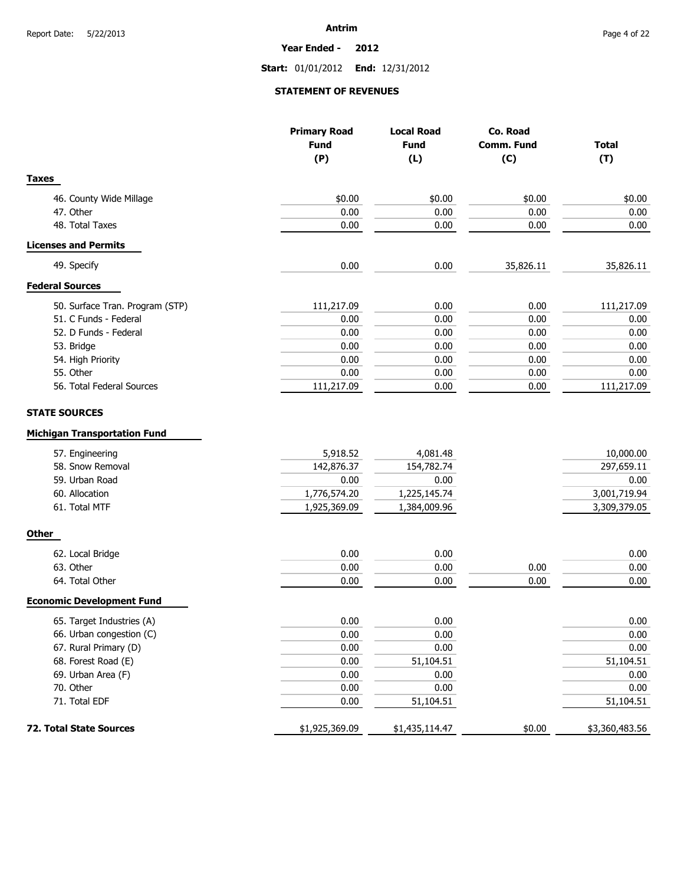# Antrim

**Year Ended - 2012**

**Start:** 01/01/2012 **End:** 12/31/2012

## STATEMENT OF REVENUES

| | Primary Road Fund (P) | Local Road Fund (L) | Co. Road Comm. Fund (C) | Total (T) |
|---|---|---|---|---|
| **Taxes** | | | | |
| 46. County Wide Millage | $0.00 | $0.00 | $0.00 | $0.00 |
| 47. Other | 0.00 | 0.00 | 0.00 | 0.00 |
| 48. Total Taxes | 0.00 | 0.00 | 0.00 | 0.00 |
| **Licenses and Permits** | | | | |
| 49. Specify | 0.00 | 0.00 | 35,826.11 | 35,826.11 |
| **Federal Sources** | | | | |
| 50. Surface Tran. Program (STP) | 111,217.09 | 0.00 | 0.00 | 111,217.09 |
| 51. C Funds - Federal | 0.00 | 0.00 | 0.00 | 0.00 |
| 52. D Funds - Federal | 0.00 | 0.00 | 0.00 | 0.00 |
| 53. Bridge | 0.00 | 0.00 | 0.00 | 0.00 |
| 54. High Priority | 0.00 | 0.00 | 0.00 | 0.00 |
| 55. Other | 0.00 | 0.00 | 0.00 | 0.00 |
| 56. Total Federal Sources | 111,217.09 | 0.00 | 0.00 | 111,217.09 |
| **STATE SOURCES** | | | | |
| **Michigan Transportation Fund** | | | | |
| 57. Engineering | 5,918.52 | 4,081.48 | | 10,000.00 |
| 58. Snow Removal | 142,876.37 | 154,782.74 | | 297,659.11 |
| 59. Urban Road | 0.00 | 0.00 | | 0.00 |
| 60. Allocation | 1,776,574.20 | 1,225,145.74 | | 3,001,719.94 |
| 61. Total MTF | 1,925,369.09 | 1,384,009.96 | | 3,309,379.05 |
| **Other** | | | | |
| 62. Local Bridge | 0.00 | 0.00 | | 0.00 |
| 63. Other | 0.00 | 0.00 | 0.00 | 0.00 |
| 64. Total Other | 0.00 | 0.00 | 0.00 | 0.00 |
| **Economic Development Fund** | | | | |
| 65. Target Industries (A) | 0.00 | 0.00 | | 0.00 |
| 66. Urban congestion (C) | 0.00 | 0.00 | | 0.00 |
| 67. Rural Primary (D) | 0.00 | 0.00 | | 0.00 |
| 68. Forest Road (E) | 0.00 | 51,104.51 | | 51,104.51 |
| 69. Urban Area (F) | 0.00 | 0.00 | | 0.00 |
| 70. Other | 0.00 | 0.00 | | 0.00 |
| 71. Total EDF | 0.00 | 51,104.51 | | 51,104.51 |
| **72. Total State Sources** | $1,925,369.09 | $1,435,114.47 | $0.00 | $3,360,483.56 |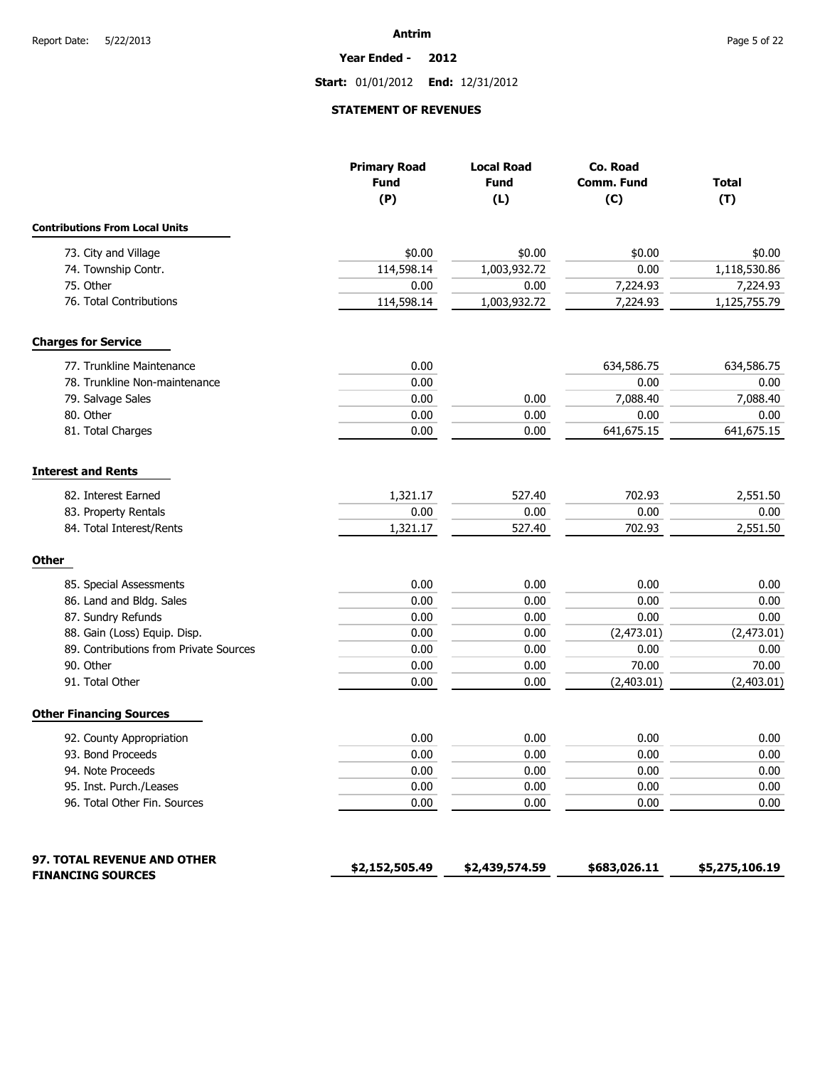**Antrim**

**Year Ended - 2012**

**Start:** 01/01/2012 **End:** 12/31/2012

## STATEMENT OF REVENUES

| | Primary Road Fund (P) | Local Road Fund (L) | Co. Road Comm. Fund (C) | Total (T) |
|---|---|---|---|---|
| **Contributions From Local Units** | | | | |
| 73. City and Village | $0.00 | $0.00 | $0.00 | $0.00 |
| 74. Township Contr. | 114,598.14 | 1,003,932.72 | 0.00 | 1,118,530.86 |
| 75. Other | 0.00 | 0.00 | 7,224.93 | 7,224.93 |
| 76. Total Contributions | 114,598.14 | 1,003,932.72 | 7,224.93 | 1,125,755.79 |
| **Charges for Service** | | | | |
| 77. Trunkline Maintenance | 0.00 | | 634,586.75 | 634,586.75 |
| 78. Trunkline Non-maintenance | 0.00 | | 0.00 | 0.00 |
| 79. Salvage Sales | 0.00 | 0.00 | 7,088.40 | 7,088.40 |
| 80. Other | 0.00 | 0.00 | 0.00 | 0.00 |
| 81. Total Charges | 0.00 | 0.00 | 641,675.15 | 641,675.15 |
| **Interest and Rents** | | | | |
| 82. Interest Earned | 1,321.17 | 527.40 | 702.93 | 2,551.50 |
| 83. Property Rentals | 0.00 | 0.00 | 0.00 | 0.00 |
| 84. Total Interest/Rents | 1,321.17 | 527.40 | 702.93 | 2,551.50 |
| **Other** | | | | |
| 85. Special Assessments | 0.00 | 0.00 | 0.00 | 0.00 |
| 86. Land and Bldg. Sales | 0.00 | 0.00 | 0.00 | 0.00 |
| 87. Sundry Refunds | 0.00 | 0.00 | 0.00 | 0.00 |
| 88. Gain (Loss) Equip. Disp. | 0.00 | 0.00 | (2,473.01) | (2,473.01) |
| 89. Contributions from Private Sources | 0.00 | 0.00 | 0.00 | 0.00 |
| 90. Other | 0.00 | 0.00 | 70.00 | 70.00 |
| 91. Total Other | 0.00 | 0.00 | (2,403.01) | (2,403.01) |
| **Other Financing Sources** | | | | |
| 92. County Appropriation | 0.00 | 0.00 | 0.00 | 0.00 |
| 93. Bond Proceeds | 0.00 | 0.00 | 0.00 | 0.00 |
| 94. Note Proceeds | 0.00 | 0.00 | 0.00 | 0.00 |
| 95. Inst. Purch./Leases | 0.00 | 0.00 | 0.00 | 0.00 |
| 96. Total Other Fin. Sources | 0.00 | 0.00 | 0.00 | 0.00 |
| **97. TOTAL REVENUE AND OTHER FINANCING SOURCES** | **$2,152,505.49** | **$2,439,574.59** | **$683,026.11** | **$5,275,106.19** |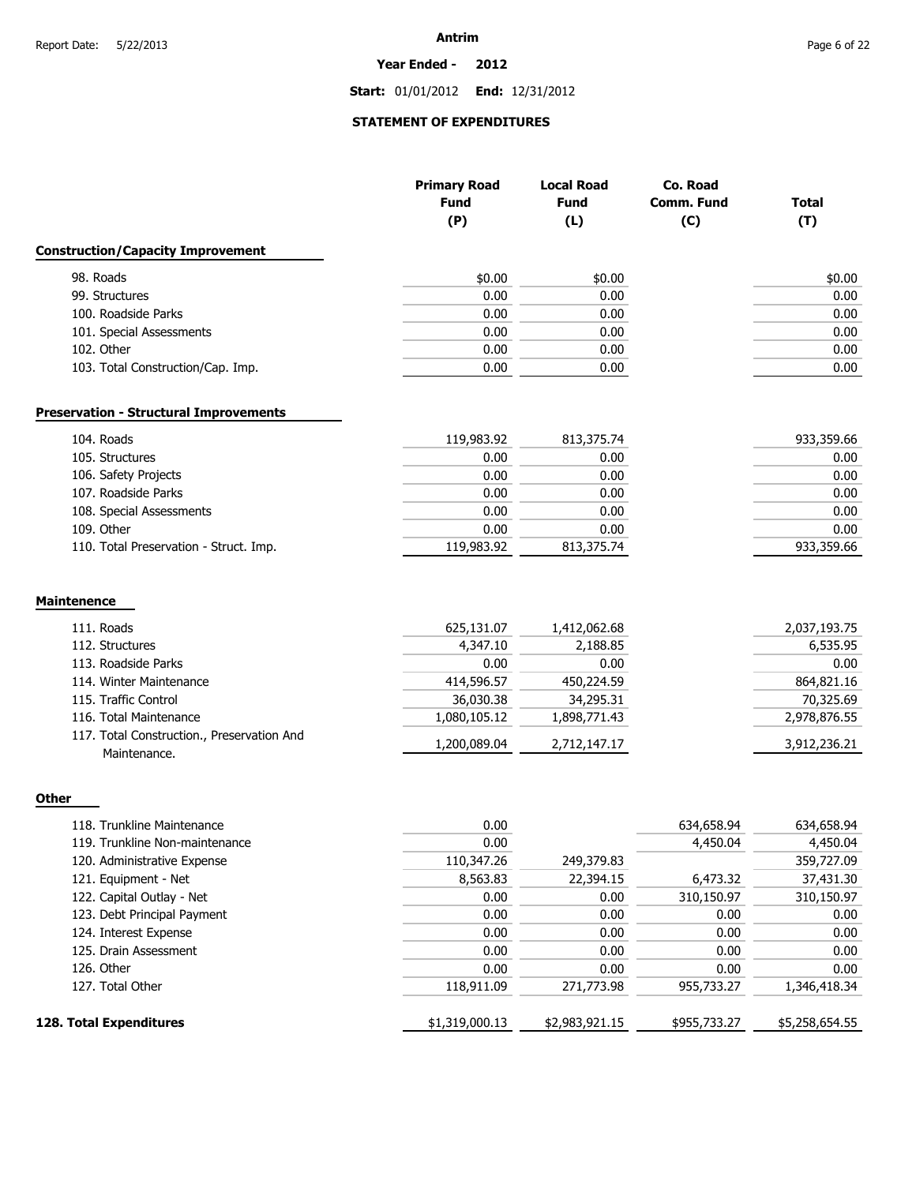Antrim

Year Ended - 2012

Start: 01/01/2012 End: 12/31/2012

## STATEMENT OF EXPENDITURES

| | Primary Road Fund (P) | Local Road Fund (L) | Co. Road Comm. Fund (C) | Total (T) |
|---|---|---|---|---|
| **Construction/Capacity Improvement** | | | | |
| 98. Roads | $0.00 | $0.00 | | $0.00 |
| 99. Structures | 0.00 | 0.00 | | 0.00 |
| 100. Roadside Parks | 0.00 | 0.00 | | 0.00 |
| 101. Special Assessments | 0.00 | 0.00 | | 0.00 |
| 102. Other | 0.00 | 0.00 | | 0.00 |
| 103. Total Construction/Cap. Imp. | 0.00 | 0.00 | | 0.00 |
| **Preservation - Structural Improvements** | | | | |
| 104. Roads | 119,983.92 | 813,375.74 | | 933,359.66 |
| 105. Structures | 0.00 | 0.00 | | 0.00 |
| 106. Safety Projects | 0.00 | 0.00 | | 0.00 |
| 107. Roadside Parks | 0.00 | 0.00 | | 0.00 |
| 108. Special Assessments | 0.00 | 0.00 | | 0.00 |
| 109. Other | 0.00 | 0.00 | | 0.00 |
| 110. Total Preservation - Struct. Imp. | 119,983.92 | 813,375.74 | | 933,359.66 |
| **Maintenence** | | | | |
| 111. Roads | 625,131.07 | 1,412,062.68 | | 2,037,193.75 |
| 112. Structures | 4,347.10 | 2,188.85 | | 6,535.95 |
| 113. Roadside Parks | 0.00 | 0.00 | | 0.00 |
| 114. Winter Maintenance | 414,596.57 | 450,224.59 | | 864,821.16 |
| 115. Traffic Control | 36,030.38 | 34,295.31 | | 70,325.69 |
| 116. Total Maintenance | 1,080,105.12 | 1,898,771.43 | | 2,978,876.55 |
| 117. Total Construction., Preservation And Maintenance. | 1,200,089.04 | 2,712,147.17 | | 3,912,236.21 |
| **Other** | | | | |
| 118. Trunkline Maintenance | 0.00 | | 634,658.94 | 634,658.94 |
| 119. Trunkline Non-maintenance | 0.00 | | 4,450.04 | 4,450.04 |
| 120. Administrative Expense | 110,347.26 | 249,379.83 | | 359,727.09 |
| 121. Equipment - Net | 8,563.83 | 22,394.15 | 6,473.32 | 37,431.30 |
| 122. Capital Outlay - Net | 0.00 | 0.00 | 310,150.97 | 310,150.97 |
| 123. Debt Principal Payment | 0.00 | 0.00 | 0.00 | 0.00 |
| 124. Interest Expense | 0.00 | 0.00 | 0.00 | 0.00 |
| 125. Drain Assessment | 0.00 | 0.00 | 0.00 | 0.00 |
| 126. Other | 0.00 | 0.00 | 0.00 | 0.00 |
| 127. Total Other | 118,911.09 | 271,773.98 | 955,733.27 | 1,346,418.34 |
| **128. Total Expenditures** | $1,319,000.13 | $2,983,921.15 | $955,733.27 | $5,258,654.55 |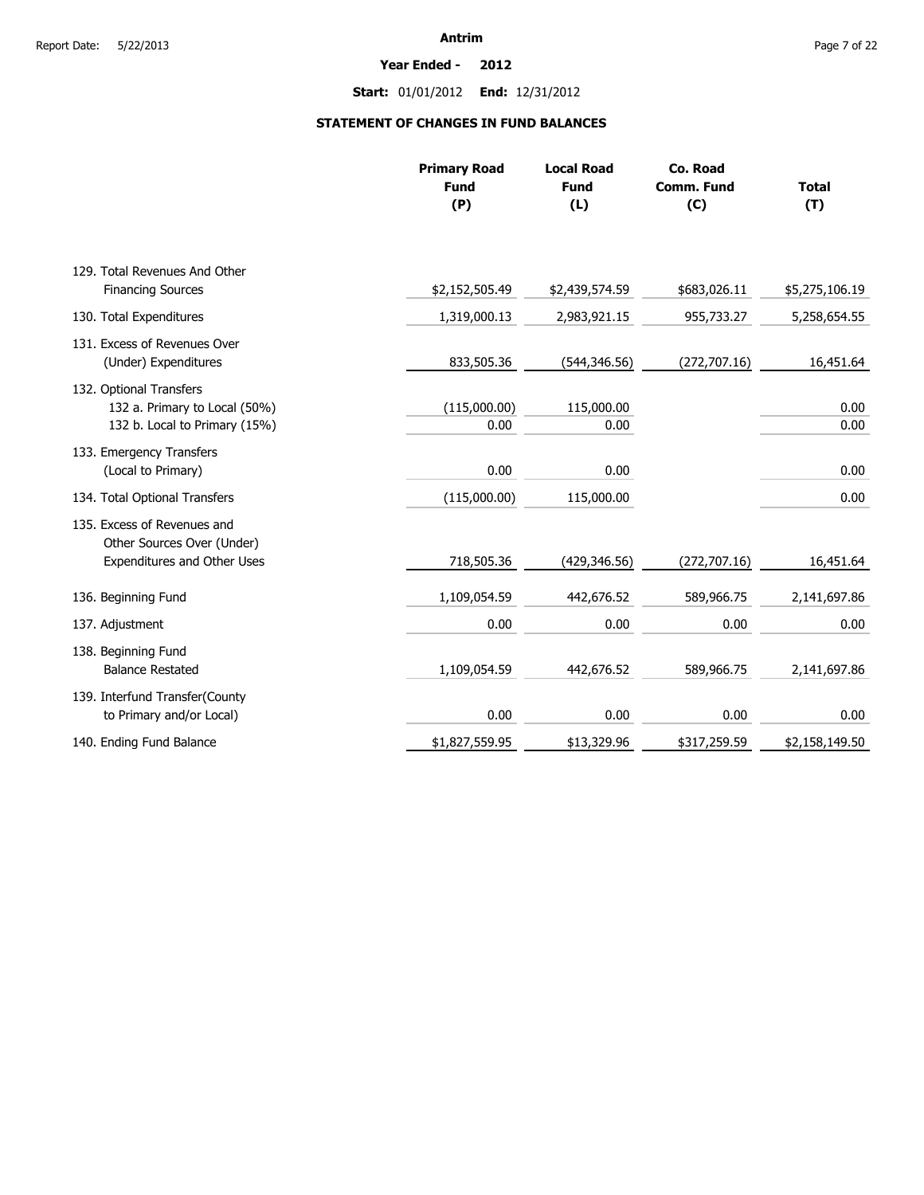**Antrim**

**Year Ended - 2012**

**Start:** 01/01/2012 **End:** 12/31/2012

## STATEMENT OF CHANGES IN FUND BALANCES

| | Primary Road Fund (P) | Local Road Fund (L) | Co. Road Comm. Fund (C) | Total (T) |
|---|---|---|---|---|
| 129. Total Revenues And Other Financing Sources | $2,152,505.49 | $2,439,574.59 | $683,026.11 | $5,275,106.19 |
| 130. Total Expenditures | 1,319,000.13 | 2,983,921.15 | 955,733.27 | 5,258,654.55 |
| 131. Excess of Revenues Over (Under) Expenditures | 833,505.36 | (544,346.56) | (272,707.16) | 16,451.64 |
| 132. Optional Transfers | | | | |
| 132 a. Primary to Local (50%) | (115,000.00) | 115,000.00 | | 0.00 |
| 132 b. Local to Primary (15%) | 0.00 | 0.00 | | 0.00 |
| 133. Emergency Transfers (Local to Primary) | 0.00 | 0.00 | | 0.00 |
| 134. Total Optional Transfers | (115,000.00) | 115,000.00 | | 0.00 |
| 135. Excess of Revenues and Other Sources Over (Under) Expenditures and Other Uses | 718,505.36 | (429,346.56) | (272,707.16) | 16,451.64 |
| 136. Beginning Fund | 1,109,054.59 | 442,676.52 | 589,966.75 | 2,141,697.86 |
| 137. Adjustment | 0.00 | 0.00 | 0.00 | 0.00 |
| 138. Beginning Fund Balance Restated | 1,109,054.59 | 442,676.52 | 589,966.75 | 2,141,697.86 |
| 139. Interfund Transfer(County to Primary and/or Local) | 0.00 | 0.00 | 0.00 | 0.00 |
| 140. Ending Fund Balance | $1,827,559.95 | $13,329.96 | $317,259.59 | $2,158,149.50 |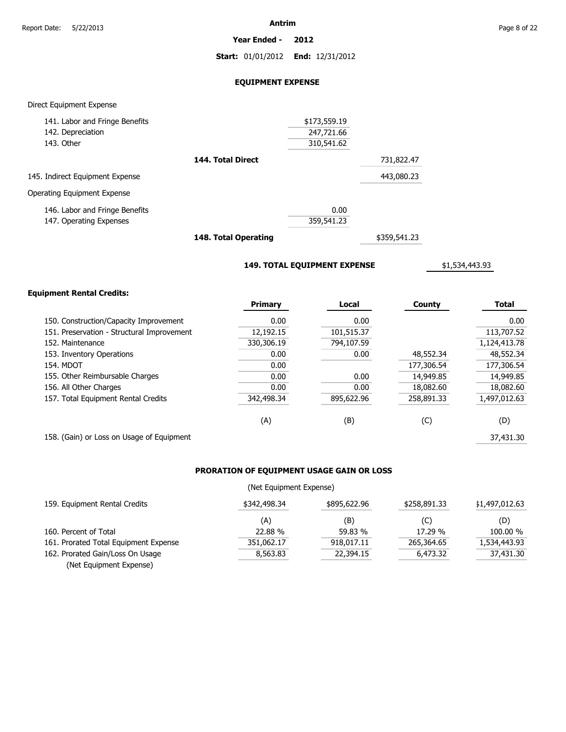Antrim

**Year Ended - 2012**

**Start:** 01/01/2012 **End:** 12/31/2012

## EQUIPMENT EXPENSE

Direct Equipment Expense

| | | | |
|---|---|---|---|
| 141. Labor and Fringe Benefits | | $173,559.19 | |
| 142. Depreciation | | 247,721.66 | |
| 143. Other | | 310,541.62 | |
| | **144. Total Direct** | | 731,822.47 |
| 145. Indirect Equipment Expense | | | 443,080.23 |

Operating Equipment Expense

| | | | |
|---|---|---|---|
| 146. Labor and Fringe Benefits | | 0.00 | |
| 147. Operating Expenses | | 359,541.23 | |
| | **148. Total Operating** | | $359,541.23 |

**149. TOTAL EQUIPMENT EXPENSE** $1,534,443.93

**Equipment Rental Credits:**

| | Primary | Local | County | Total |
|---|---|---|---|---|
| 150. Construction/Capacity Improvement | 0.00 | 0.00 | | 0.00 |
| 151. Preservation - Structural Improvement | 12,192.15 | 101,515.37 | | 113,707.52 |
| 152. Maintenance | 330,306.19 | 794,107.59 | | 1,124,413.78 |
| 153. Inventory Operations | 0.00 | 0.00 | 48,552.34 | 48,552.34 |
| 154. MDOT | 0.00 | | 177,306.54 | 177,306.54 |
| 155. Other Reimbursable Charges | 0.00 | 0.00 | 14,949.85 | 14,949.85 |
| 156. All Other Charges | 0.00 | 0.00 | 18,082.60 | 18,082.60 |
| 157. Total Equipment Rental Credits | 342,498.34 | 895,622.96 | 258,891.33 | 1,497,012.63 |
| | (A) | (B) | (C) | (D) |
| 158. (Gain) or Loss on Usage of Equipment | | | | 37,431.30 |

## PRORATION OF EQUIPMENT USAGE GAIN OR LOSS

(Net Equipment Expense)

| | | | | |
|---|---|---|---|---|
| 159. Equipment Rental Credits | $342,498.34 | $895,622.96 | $258,891.33 | $1,497,012.63 |
| | (A) | (B) | (C) | (D) |
| 160. Percent of Total | 22.88 % | 59.83 % | 17.29 % | 100.00 % |
| 161. Prorated Total Equipment Expense | 351,062.17 | 918,017.11 | 265,364.65 | 1,534,443.93 |
| 162. Prorated Gain/Loss On Usage (Net Equipment Expense) | 8,563.83 | 22,394.15 | 6,473.32 | 37,431.30 |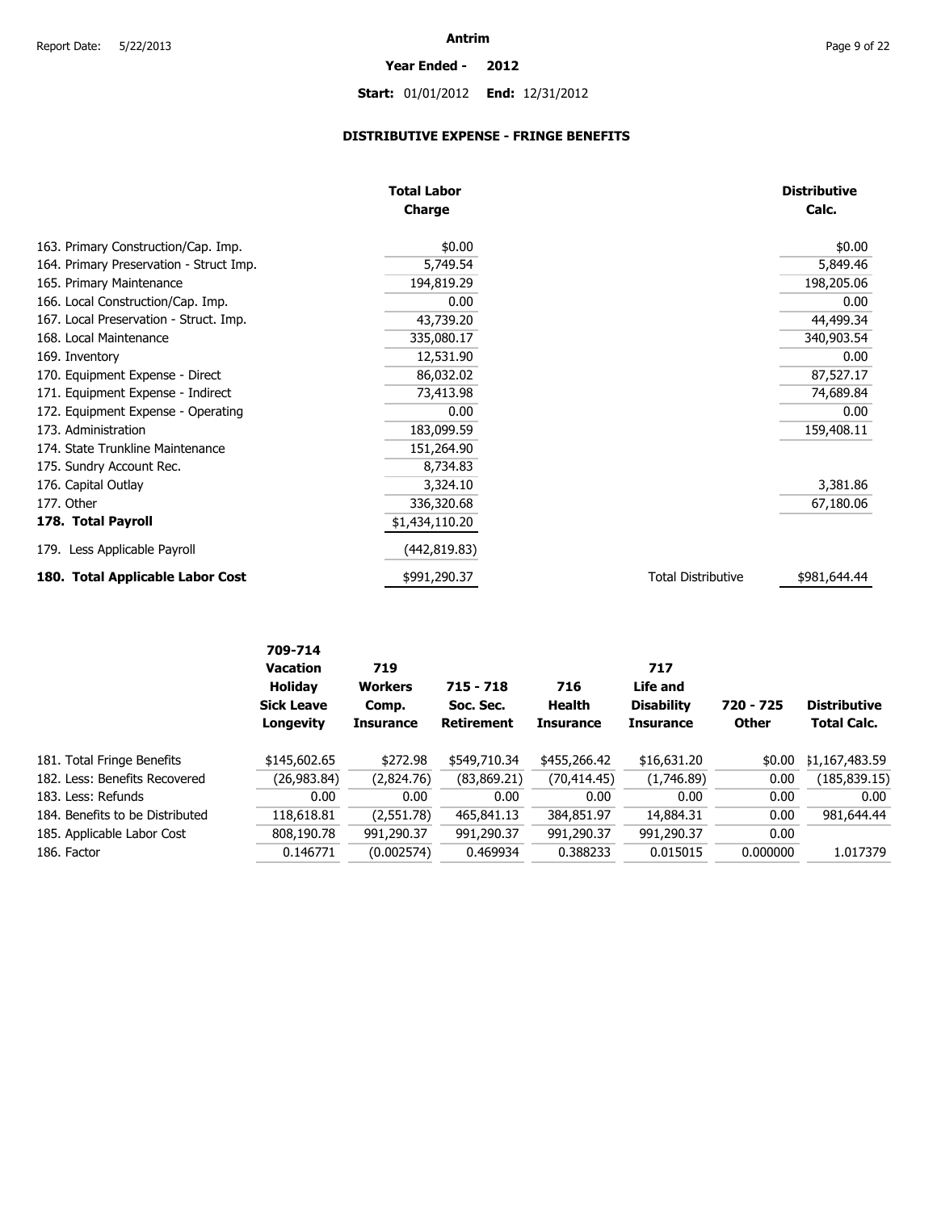Antrim

**Year Ended - 2012**

**Start:** 01/01/2012 **End:** 12/31/2012

## DISTRIBUTIVE EXPENSE - FRINGE BENEFITS

| | Total Labor Charge | | Distributive Calc. |
|---|---|---|---|
| 163. Primary Construction/Cap. Imp. | $0.00 | | $0.00 |
| 164. Primary Preservation - Struct Imp. | 5,749.54 | | 5,849.46 |
| 165. Primary Maintenance | 194,819.29 | | 198,205.06 |
| 166. Local Construction/Cap. Imp. | 0.00 | | 0.00 |
| 167. Local Preservation - Struct. Imp. | 43,739.20 | | 44,499.34 |
| 168. Local Maintenance | 335,080.17 | | 340,903.54 |
| 169. Inventory | 12,531.90 | | 0.00 |
| 170. Equipment Expense - Direct | 86,032.02 | | 87,527.17 |
| 171. Equipment Expense - Indirect | 73,413.98 | | 74,689.84 |
| 172. Equipment Expense - Operating | 0.00 | | 0.00 |
| 173. Administration | 183,099.59 | | 159,408.11 |
| 174. State Trunkline Maintenance | 151,264.90 | | |
| 175. Sundry Account Rec. | 8,734.83 | | |
| 176. Capital Outlay | 3,324.10 | | 3,381.86 |
| 177. Other | 336,320.68 | | 67,180.06 |
| **178. Total Payroll** | $1,434,110.20 | | |
| 179. Less Applicable Payroll | (442,819.83) | | |
| **180. Total Applicable Labor Cost** | $991,290.37 | Total Distributive | $981,644.44 |

| | 709-714 Vacation Holiday Sick Leave Longevity | 719 Workers Comp. Insurance | 715 - 718 Soc. Sec. Retirement | 716 Health Insurance | 717 Life and Disability Insurance | 720 - 725 Other | Distributive Total Calc. |
|---|---|---|---|---|---|---|---|
| 181. Total Fringe Benefits | $145,602.65 | $272.98 | $549,710.34 | $455,266.42 | $16,631.20 | $0.00 | $1,167,483.59 |
| 182. Less: Benefits Recovered | (26,983.84) | (2,824.76) | (83,869.21) | (70,414.45) | (1,746.89) | 0.00 | (185,839.15) |
| 183. Less: Refunds | 0.00 | 0.00 | 0.00 | 0.00 | 0.00 | 0.00 | 0.00 |
| 184. Benefits to be Distributed | 118,618.81 | (2,551.78) | 465,841.13 | 384,851.97 | 14,884.31 | 0.00 | 981,644.44 |
| 185. Applicable Labor Cost | 808,190.78 | 991,290.37 | 991,290.37 | 991,290.37 | 991,290.37 | 0.00 | |
| 186. Factor | 0.146771 | (0.002574) | 0.469934 | 0.388233 | 0.015015 | 0.000000 | 1.017379 |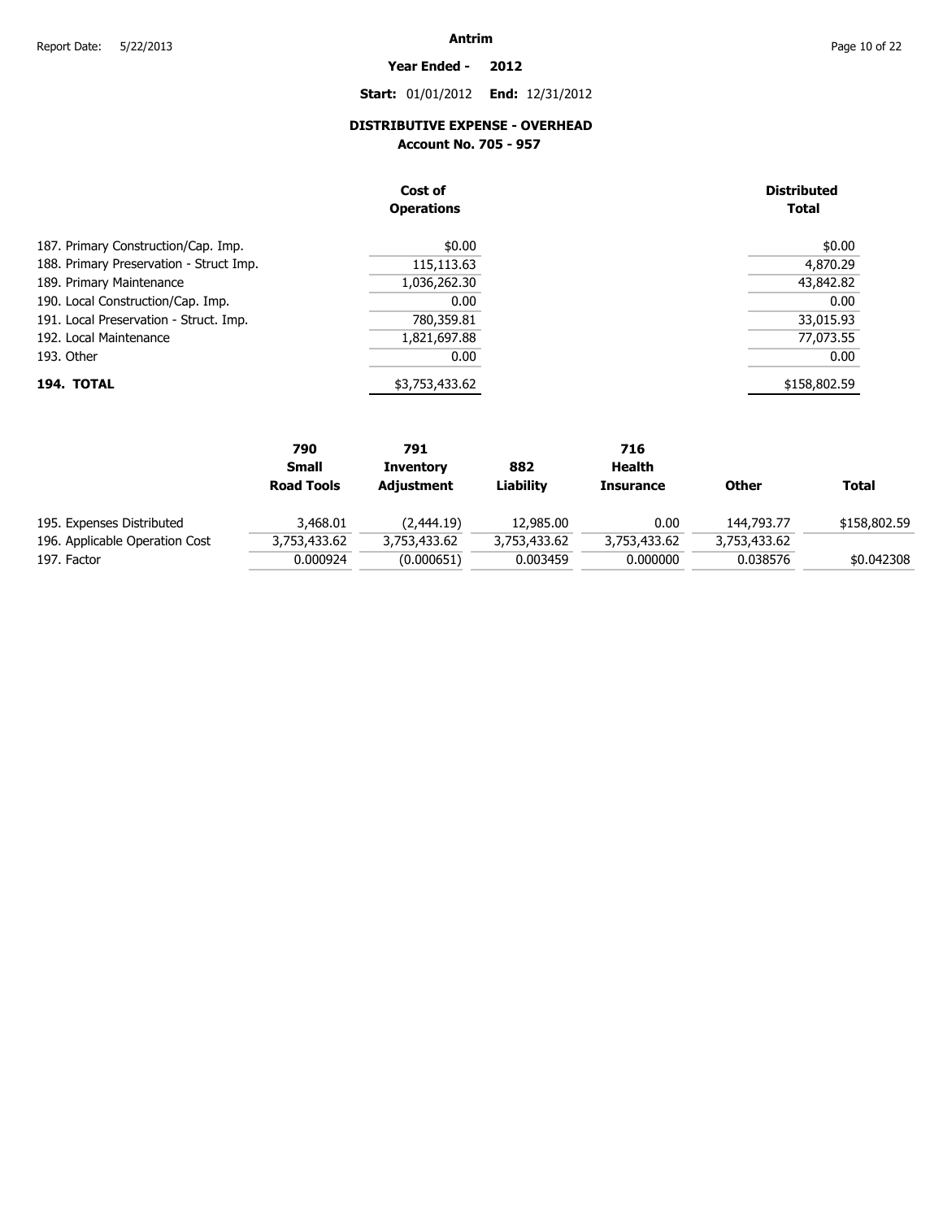**Antrim**

**Year Ended - 2012**

**Start:** 01/01/2012 **End:** 12/31/2012

## DISTRIBUTIVE EXPENSE - OVERHEAD

### Account No. 705 - 957

| | Cost of Operations | Distributed Total |
|---|---|---|
| 187. Primary Construction/Cap. Imp. | $0.00 | $0.00 |
| 188. Primary Preservation - Struct Imp. | 115,113.63 | 4,870.29 |
| 189. Primary Maintenance | 1,036,262.30 | 43,842.82 |
| 190. Local Construction/Cap. Imp. | 0.00 | 0.00 |
| 191. Local Preservation - Struct. Imp. | 780,359.81 | 33,015.93 |
| 192. Local Maintenance | 1,821,697.88 | 77,073.55 |
| 193. Other | 0.00 | 0.00 |
| **194. TOTAL** | $3,753,433.62 | $158,802.59 |

| | 790 Small Road Tools | 791 Inventory Adjustment | 882 Liability | 716 Health Insurance | Other | Total |
|---|---|---|---|---|---|---|
| 195. Expenses Distributed | 3,468.01 | (2,444.19) | 12,985.00 | 0.00 | 144,793.77 | $158,802.59 |
| 196. Applicable Operation Cost | 3,753,433.62 | 3,753,433.62 | 3,753,433.62 | 3,753,433.62 | 3,753,433.62 | |
| 197. Factor | 0.000924 | (0.000651) | 0.003459 | 0.000000 | 0.038576 | $0.042308 |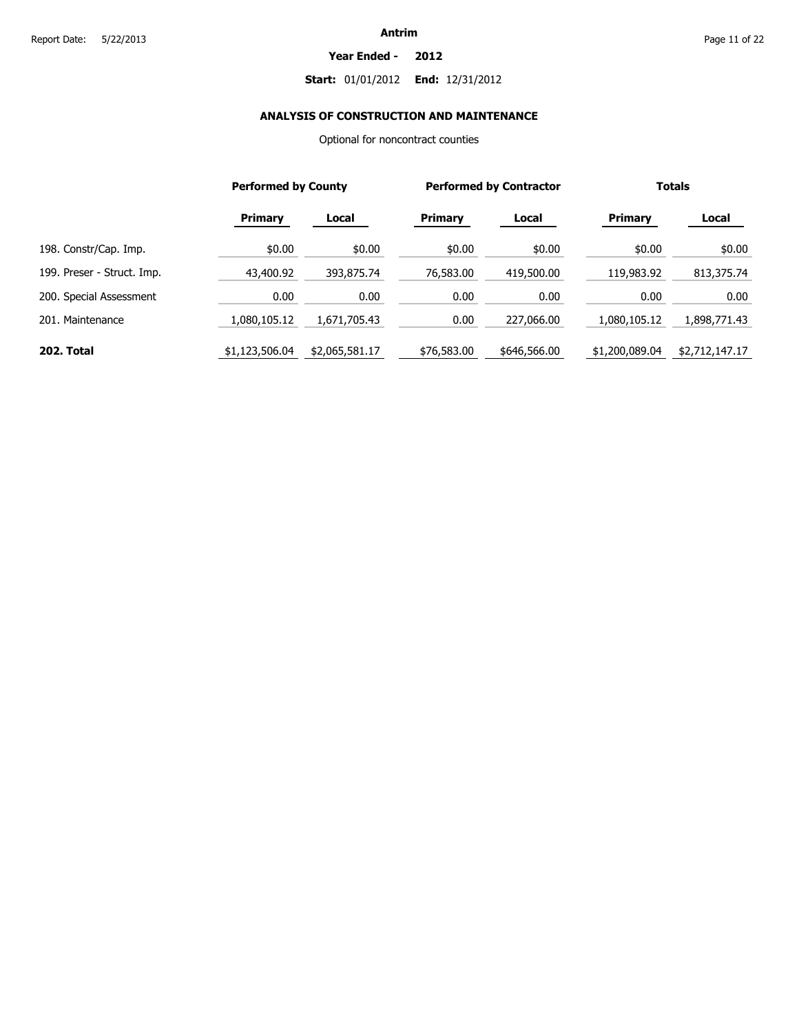**Antrim**

**Year Ended - 2012**

**Start:** 01/01/2012 **End:** 12/31/2012

## ANALYSIS OF CONSTRUCTION AND MAINTENANCE

Optional for noncontract counties

| | Performed by County | | Performed by Contractor | | Totals | |
|---|---|---|---|---|---|---|
| | **Primary** | **Local** | **Primary** | **Local** | **Primary** | **Local** |
| 198. Constr/Cap. Imp. | $0.00 | $0.00 | $0.00 | $0.00 | $0.00 | $0.00 |
| 199. Preser - Struct. Imp. | 43,400.92 | 393,875.74 | 76,583.00 | 419,500.00 | 119,983.92 | 813,375.74 |
| 200. Special Assessment | 0.00 | 0.00 | 0.00 | 0.00 | 0.00 | 0.00 |
| 201. Maintenance | 1,080,105.12 | 1,671,705.43 | 0.00 | 227,066.00 | 1,080,105.12 | 1,898,771.43 |
| **202. Total** | $1,123,506.04 | $2,065,581.17 | $76,583.00 | $646,566.00 | $1,200,089.04 | $2,712,147.17 |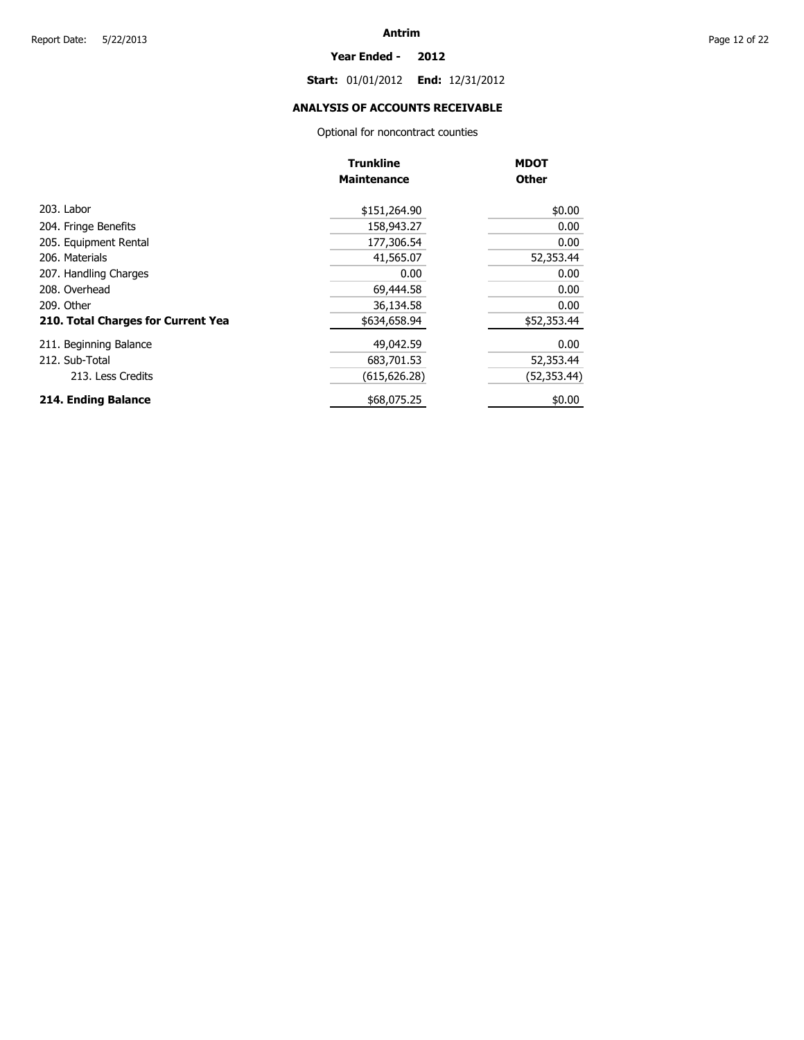# Antrim

**Year Ended - 2012**

**Start:** 01/01/2012 **End:** 12/31/2012

## ANALYSIS OF ACCOUNTS RECEIVABLE

Optional for noncontract counties

| | Trunkline Maintenance | MDOT Other |
|---|---|---|
| 203. Labor | $151,264.90 | $0.00 |
| 204. Fringe Benefits | 158,943.27 | 0.00 |
| 205. Equipment Rental | 177,306.54 | 0.00 |
| 206. Materials | 41,565.07 | 52,353.44 |
| 207. Handling Charges | 0.00 | 0.00 |
| 208. Overhead | 69,444.58 | 0.00 |
| 209. Other | 36,134.58 | 0.00 |
| **210. Total Charges for Current Yea** | $634,658.94 | $52,353.44 |
| 211. Beginning Balance | 49,042.59 | 0.00 |
| 212. Sub-Total | 683,701.53 | 52,353.44 |
| 213. Less Credits | (615,626.28) | (52,353.44) |
| **214. Ending Balance** | $68,075.25 | $0.00 |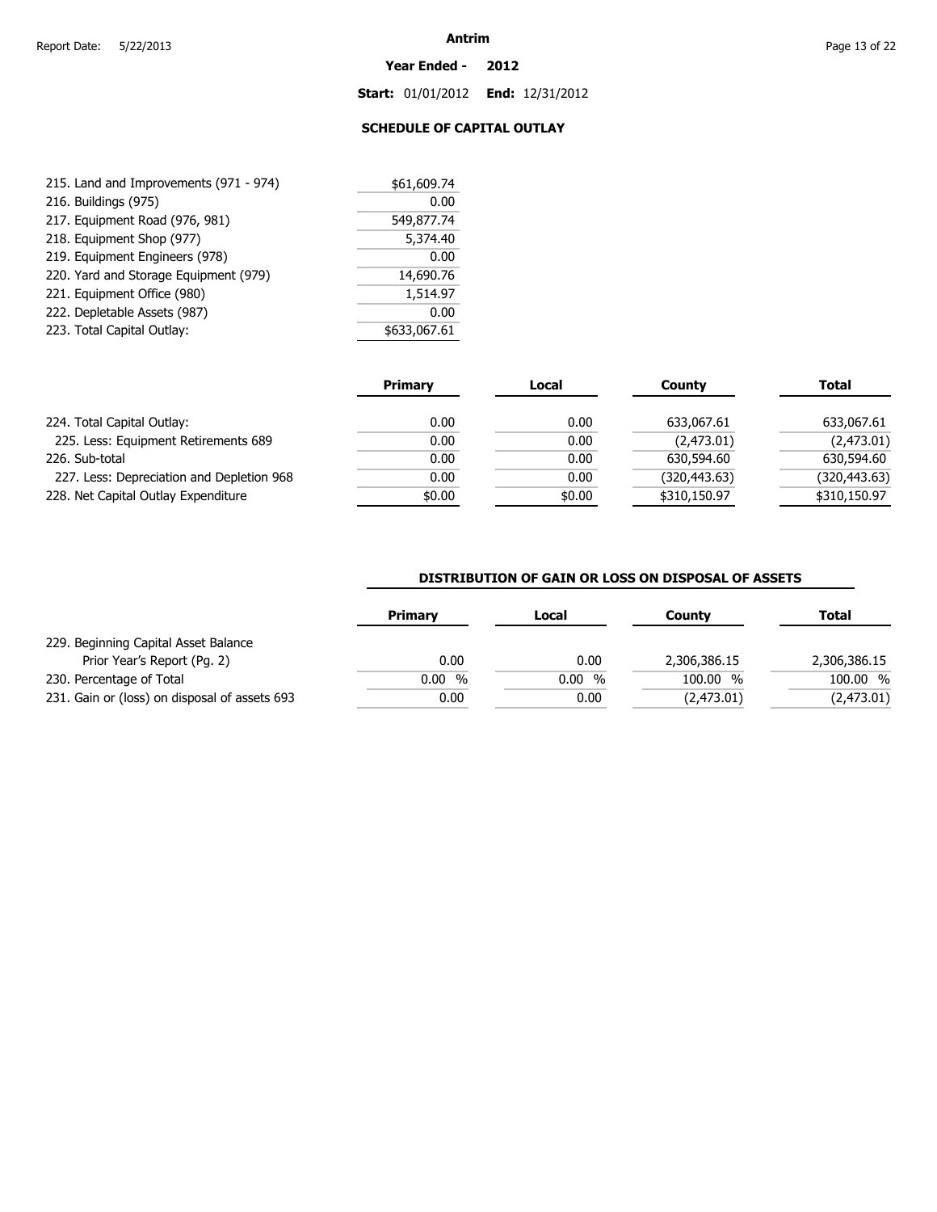Antrim

**Year Ended - 2012**

**Start:** 01/01/2012 **End:** 12/31/2012

## SCHEDULE OF CAPITAL OUTLAY

| | |
|---|---|
| 215. Land and Improvements (971 - 974) | $61,609.74 |
| 216. Buildings (975) | 0.00 |
| 217. Equipment Road (976, 981) | 549,877.74 |
| 218. Equipment Shop (977) | 5,374.40 |
| 219. Equipment Engineers (978) | 0.00 |
| 220. Yard and Storage Equipment (979) | 14,690.76 |
| 221. Equipment Office (980) | 1,514.97 |
| 222. Depletable Assets (987) | 0.00 |
| 223. Total Capital Outlay: | $633,067.61 |

| | Primary | Local | County | Total |
|---|---|---|---|---|
| 224. Total Capital Outlay: | 0.00 | 0.00 | 633,067.61 | 633,067.61 |
| 225. Less: Equipment Retirements 689 | 0.00 | 0.00 | (2,473.01) | (2,473.01) |
| 226. Sub-total | 0.00 | 0.00 | 630,594.60 | 630,594.60 |
| 227. Less: Depreciation and Depletion 968 | 0.00 | 0.00 | (320,443.63) | (320,443.63) |
| 228. Net Capital Outlay Expenditure | $0.00 | $0.00 | $310,150.97 | $310,150.97 |

## DISTRIBUTION OF GAIN OR LOSS ON DISPOSAL OF ASSETS

| | Primary | Local | County | Total |
|---|---|---|---|---|
| 229. Beginning Capital Asset Balance Prior Year's Report (Pg. 2) | 0.00 | 0.00 | 2,306,386.15 | 2,306,386.15 |
| 230. Percentage of Total | 0.00 % | 0.00 % | 100.00 % | 100.00 % |
| 231. Gain or (loss) on disposal of assets 693 | 0.00 | 0.00 | (2,473.01) | (2,473.01) |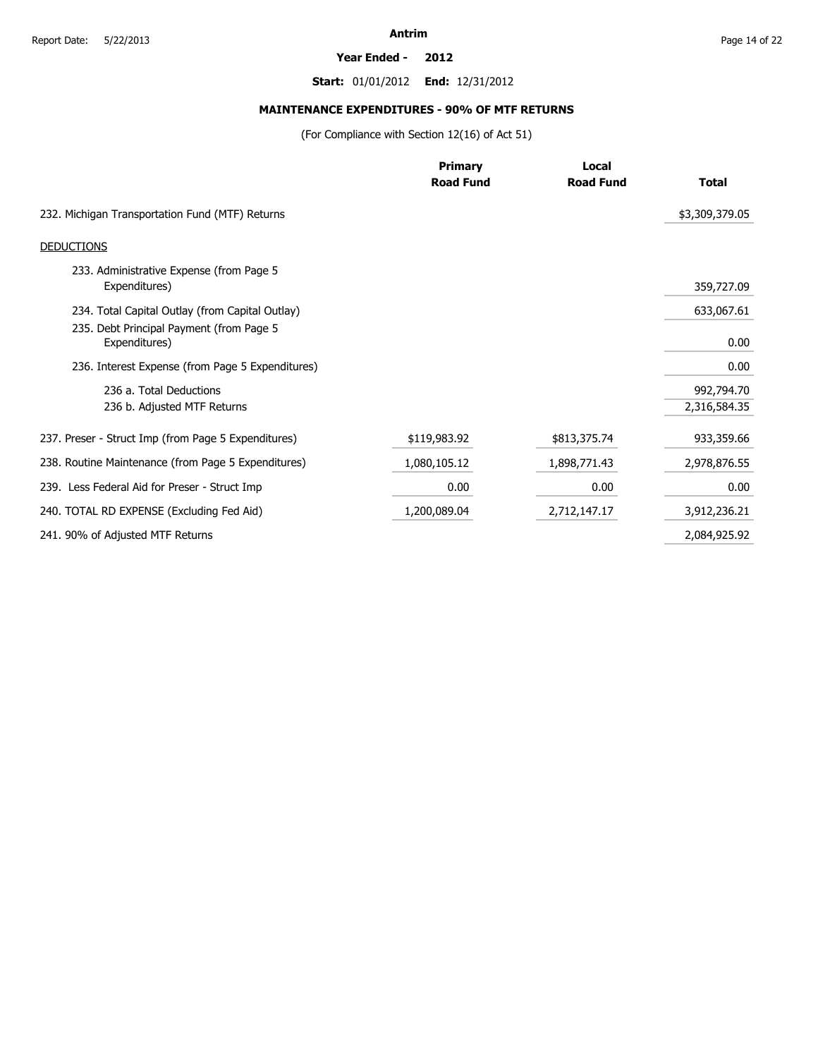Antrim

**Year Ended - 2012**

**Start:** 01/01/2012 **End:** 12/31/2012

## MAINTENANCE EXPENDITURES - 90% OF MTF RETURNS

(For Compliance with Section 12(16) of Act 51)

| | Primary Road Fund | Local Road Fund | Total |
|---|---|---|---|
| 232. Michigan Transportation Fund (MTF) Returns | | | $3,309,379.05 |
| DEDUCTIONS | | | |
| 233. Administrative Expense (from Page 5 Expenditures) | | | 359,727.09 |
| 234. Total Capital Outlay (from Capital Outlay) | | | 633,067.61 |
| 235. Debt Principal Payment (from Page 5 Expenditures) | | | 0.00 |
| 236. Interest Expense (from Page 5 Expenditures) | | | 0.00 |
| 236 a. Total Deductions | | | 992,794.70 |
| 236 b. Adjusted MTF Returns | | | 2,316,584.35 |
| 237. Preser - Struct Imp (from Page 5 Expenditures) | $119,983.92 | $813,375.74 | 933,359.66 |
| 238. Routine Maintenance (from Page 5 Expenditures) | 1,080,105.12 | 1,898,771.43 | 2,978,876.55 |
| 239. Less Federal Aid for Preser - Struct Imp | 0.00 | 0.00 | 0.00 |
| 240. TOTAL RD EXPENSE (Excluding Fed Aid) | 1,200,089.04 | 2,712,147.17 | 3,912,236.21 |
| 241. 90% of Adjusted MTF Returns | | | 2,084,925.92 |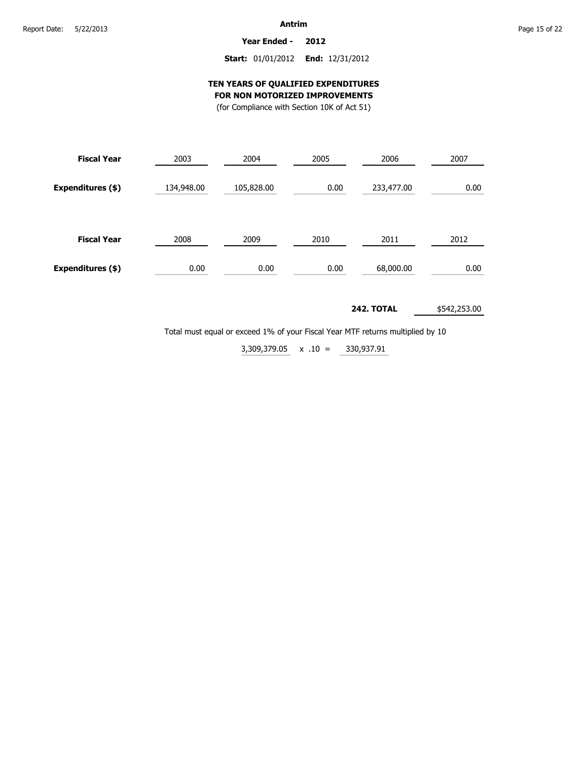**Antrim**

**Year Ended - 2012**

**Start:** 01/01/2012 **End:** 12/31/2012

## TEN YEARS OF QUALIFIED EXPENDITURES FOR NON MOTORIZED IMPROVEMENTS

(for Compliance with Section 10K of Act 51)

| **Fiscal Year** | 2003 | 2004 | 2005 | 2006 | 2007 |
|---|---|---|---|---|---|
| **Expenditures ($)** | 134,948.00 | 105,828.00 | 0.00 | 233,477.00 | 0.00 |

| **Fiscal Year** | 2008 | 2009 | 2010 | 2011 | 2012 |
|---|---|---|---|---|---|
| **Expenditures ($)** | 0.00 | 0.00 | 0.00 | 68,000.00 | 0.00 |

**242. TOTAL** $542,253.00

Total must equal or exceed 1% of your Fiscal Year MTF returns multiplied by 10

3,309,379.05 x .10 = 330,937.91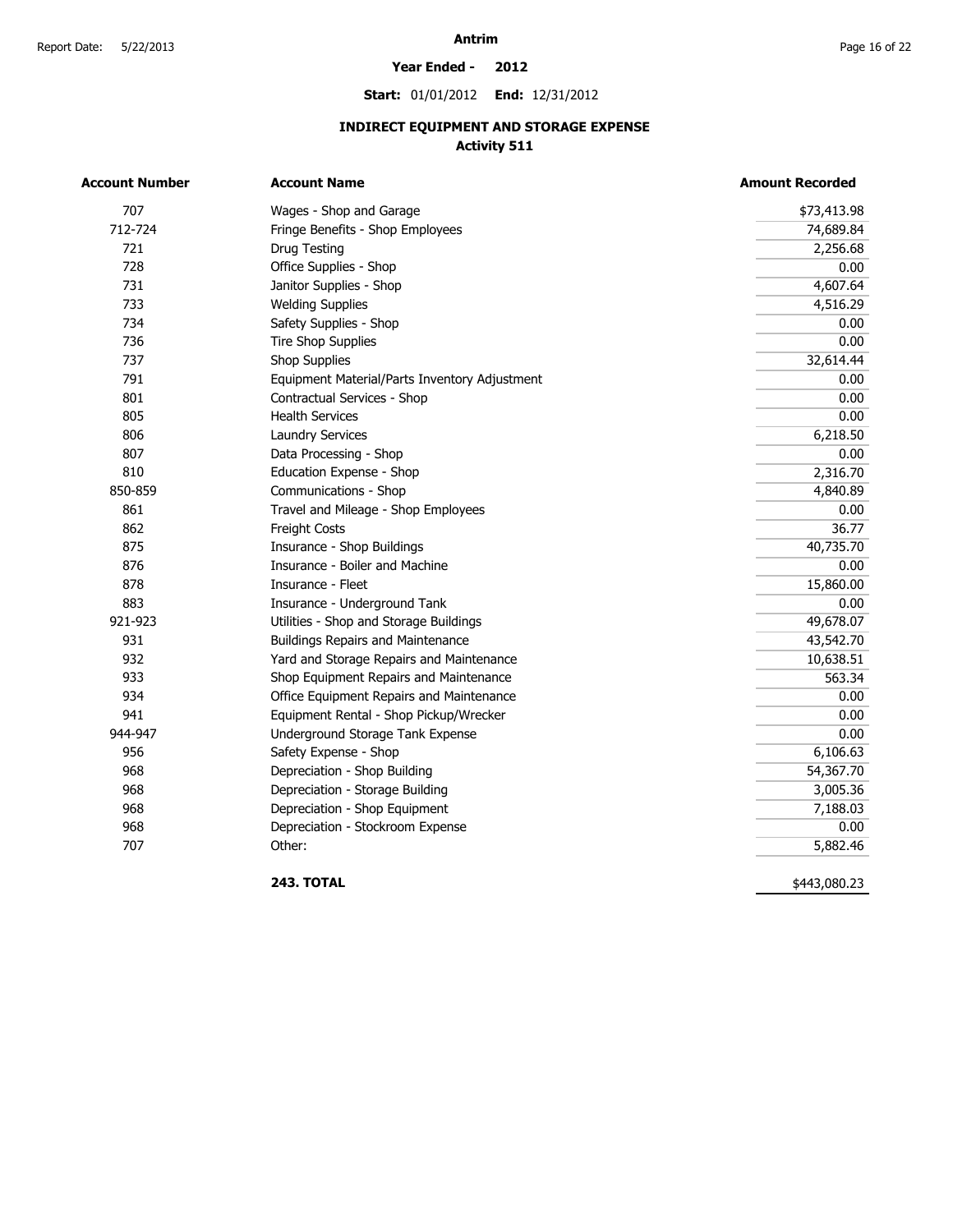## Antrim

**Year Ended - 2012**

**Start:** 01/01/2012 **End:** 12/31/2012

### INDIRECT EQUIPMENT AND STORAGE EXPENSE
### Activity 511

| Account Number | Account Name | Amount Recorded |
|---|---|---|
| 707 | Wages - Shop and Garage | $73,413.98 |
| 712-724 | Fringe Benefits - Shop Employees | 74,689.84 |
| 721 | Drug Testing | 2,256.68 |
| 728 | Office Supplies - Shop | 0.00 |
| 731 | Janitor Supplies - Shop | 4,607.64 |
| 733 | Welding Supplies | 4,516.29 |
| 734 | Safety Supplies - Shop | 0.00 |
| 736 | Tire Shop Supplies | 0.00 |
| 737 | Shop Supplies | 32,614.44 |
| 791 | Equipment Material/Parts Inventory Adjustment | 0.00 |
| 801 | Contractual Services - Shop | 0.00 |
| 805 | Health Services | 0.00 |
| 806 | Laundry Services | 6,218.50 |
| 807 | Data Processing - Shop | 0.00 |
| 810 | Education Expense - Shop | 2,316.70 |
| 850-859 | Communications - Shop | 4,840.89 |
| 861 | Travel and Mileage - Shop Employees | 0.00 |
| 862 | Freight Costs | 36.77 |
| 875 | Insurance - Shop Buildings | 40,735.70 |
| 876 | Insurance - Boiler and Machine | 0.00 |
| 878 | Insurance - Fleet | 15,860.00 |
| 883 | Insurance - Underground Tank | 0.00 |
| 921-923 | Utilities - Shop and Storage Buildings | 49,678.07 |
| 931 | Buildings Repairs and Maintenance | 43,542.70 |
| 932 | Yard and Storage Repairs and Maintenance | 10,638.51 |
| 933 | Shop Equipment Repairs and Maintenance | 563.34 |
| 934 | Office Equipment Repairs and Maintenance | 0.00 |
| 941 | Equipment Rental - Shop Pickup/Wrecker | 0.00 |
| 944-947 | Underground Storage Tank Expense | 0.00 |
| 956 | Safety Expense - Shop | 6,106.63 |
| 968 | Depreciation - Shop Building | 54,367.70 |
| 968 | Depreciation - Storage Building | 3,005.36 |
| 968 | Depreciation - Shop Equipment | 7,188.03 |
| 968 | Depreciation - Stockroom Expense | 0.00 |
| 707 | Other: | 5,882.46 |
| | **243. TOTAL** | $443,080.23 |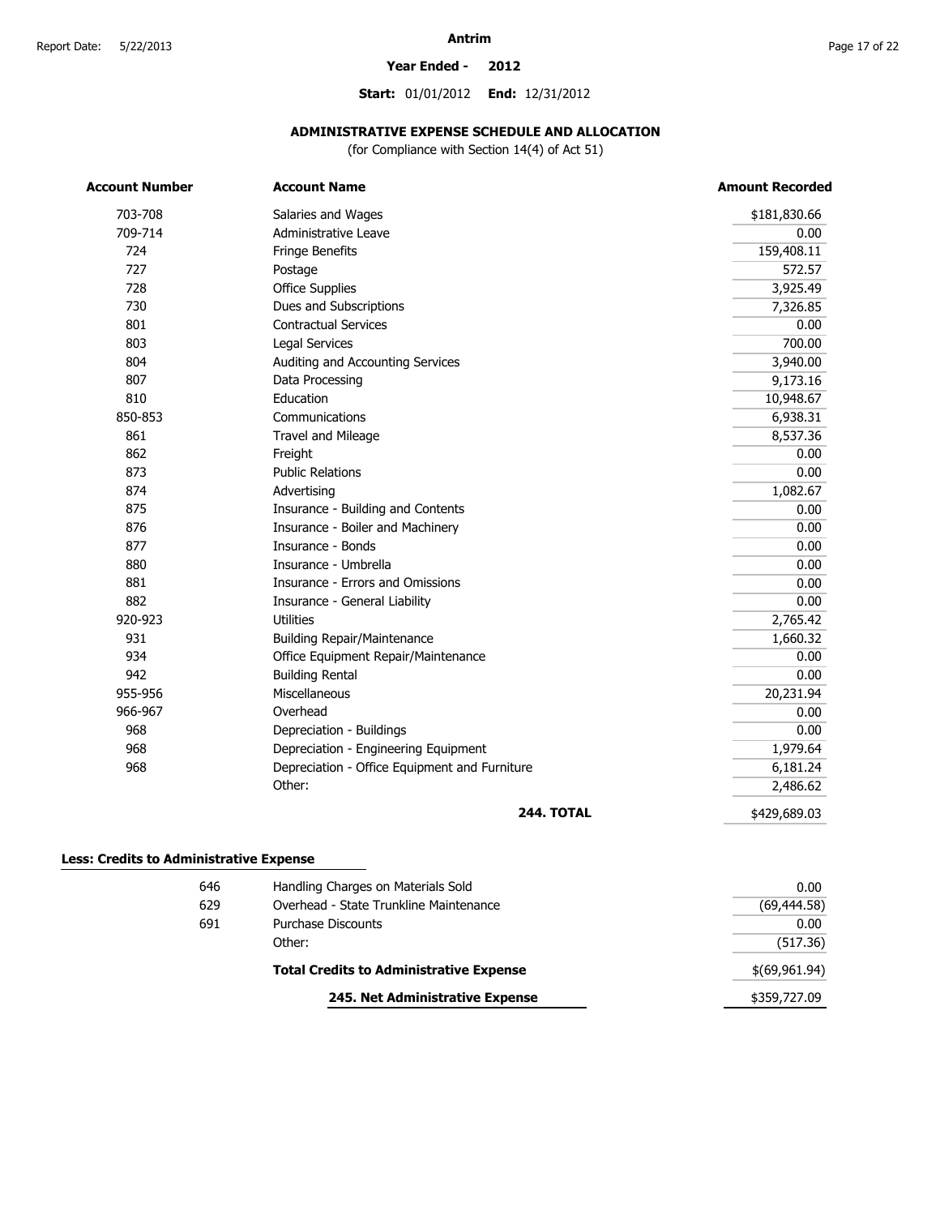Antrim

**Year Ended - 2012**

**Start:** 01/01/2012 **End:** 12/31/2012

## ADMINISTRATIVE EXPENSE SCHEDULE AND ALLOCATION

(for Compliance with Section 14(4) of Act 51)

| Account Number | Account Name | Amount Recorded |
|---|---|---|
| 703-708 | Salaries and Wages | $181,830.66 |
| 709-714 | Administrative Leave | 0.00 |
| 724 | Fringe Benefits | 159,408.11 |
| 727 | Postage | 572.57 |
| 728 | Office Supplies | 3,925.49 |
| 730 | Dues and Subscriptions | 7,326.85 |
| 801 | Contractual Services | 0.00 |
| 803 | Legal Services | 700.00 |
| 804 | Auditing and Accounting Services | 3,940.00 |
| 807 | Data Processing | 9,173.16 |
| 810 | Education | 10,948.67 |
| 850-853 | Communications | 6,938.31 |
| 861 | Travel and Mileage | 8,537.36 |
| 862 | Freight | 0.00 |
| 873 | Public Relations | 0.00 |
| 874 | Advertising | 1,082.67 |
| 875 | Insurance - Building and Contents | 0.00 |
| 876 | Insurance - Boiler and Machinery | 0.00 |
| 877 | Insurance - Bonds | 0.00 |
| 880 | Insurance - Umbrella | 0.00 |
| 881 | Insurance - Errors and Omissions | 0.00 |
| 882 | Insurance - General Liability | 0.00 |
| 920-923 | Utilities | 2,765.42 |
| 931 | Building Repair/Maintenance | 1,660.32 |
| 934 | Office Equipment Repair/Maintenance | 0.00 |
| 942 | Building Rental | 0.00 |
| 955-956 | Miscellaneous | 20,231.94 |
| 966-967 | Overhead | 0.00 |
| 968 | Depreciation - Buildings | 0.00 |
| 968 | Depreciation - Engineering Equipment | 1,979.64 |
| 968 | Depreciation - Office Equipment and Furniture | 6,181.24 |
| | Other: | 2,486.62 |
| | **244. TOTAL** | $429,689.03 |

**Less: Credits to Administrative Expense**

| | | |
|---|---|---|
| 646 | Handling Charges on Materials Sold | 0.00 |
| 629 | Overhead - State Trunkline Maintenance | (69,444.58) |
| 691 | Purchase Discounts | 0.00 |
| | Other: | (517.36) |
| | **Total Credits to Administrative Expense** | $(69,961.94) |
| | **245. Net Administrative Expense** | $359,727.09 |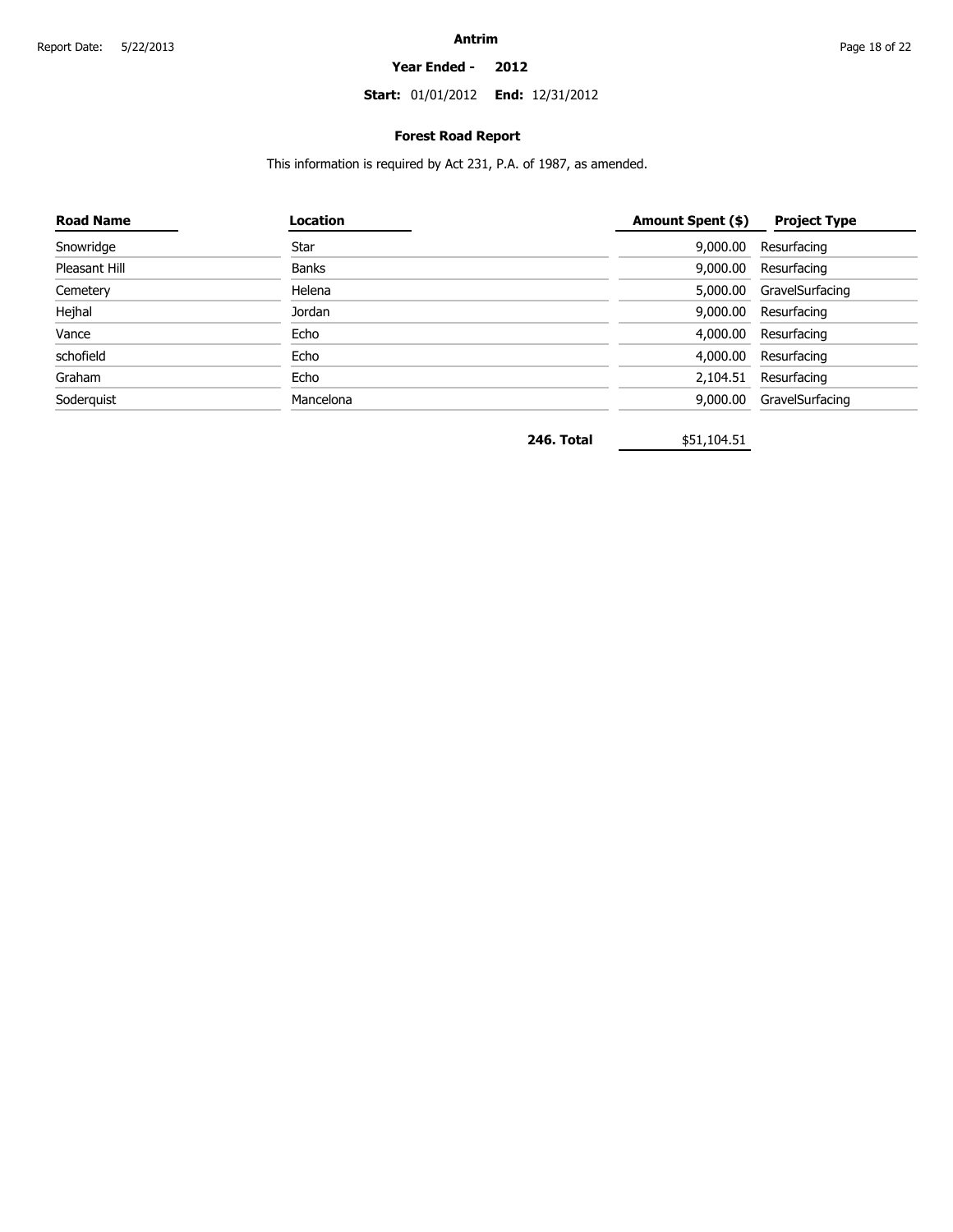**Antrim**

**Year Ended - 2012**

**Start:** 01/01/2012 **End:** 12/31/2012

## Forest Road Report

This information is required by Act 231, P.A. of 1987, as amended.

| Road Name | Location | Amount Spent ($) | Project Type |
|---|---|---|---|
| Snowridge | Star | 9,000.00 | Resurfacing |
| Pleasant Hill | Banks | 9,000.00 | Resurfacing |
| Cemetery | Helena | 5,000.00 | GravelSurfacing |
| Hejhal | Jordan | 9,000.00 | Resurfacing |
| Vance | Echo | 4,000.00 | Resurfacing |
| schofield | Echo | 4,000.00 | Resurfacing |
| Graham | Echo | 2,104.51 | Resurfacing |
| Soderquist | Mancelona | 9,000.00 | GravelSurfacing |
| | **246. Total** | $51,104.51 | |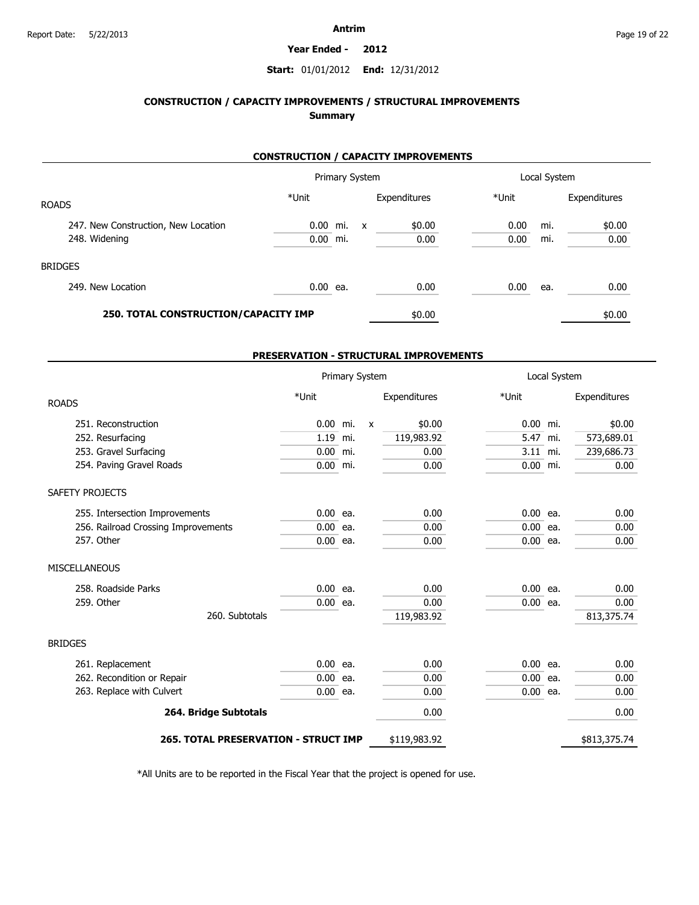# Antrim

**Year Ended - 2012**

**Start:** 01/01/2012 **End:** 12/31/2012

## CONSTRUCTION / CAPACITY IMPROVEMENTS / STRUCTURAL IMPROVEMENTS
### Summary

### CONSTRUCTION / CAPACITY IMPROVEMENTS

| | Primary System | | | | Local System | | |
|---|---|---|---|---|---|---|---|
| ROADS | *Unit | | | Expenditures | *Unit | | Expenditures |
| 247. New Construction, New Location | 0.00 | mi. | x | $0.00 | 0.00 | mi. | $0.00 |
| 248. Widening | 0.00 | mi. | | 0.00 | 0.00 | mi. | 0.00 |
| BRIDGES | | | | | | | |
| 249. New Location | 0.00 | ea. | | 0.00 | 0.00 | ea. | 0.00 |
| **250. TOTAL CONSTRUCTION/CAPACITY IMP** | | | | $0.00 | | | $0.00 |

### PRESERVATION - STRUCTURAL IMPROVEMENTS

| | Primary System | | | | Local System | | |
|---|---|---|---|---|---|---|---|
| ROADS | *Unit | | | Expenditures | *Unit | | Expenditures |
| 251. Reconstruction | 0.00 | mi. | x | $0.00 | 0.00 | mi. | $0.00 |
| 252. Resurfacing | 1.19 | mi. | | 119,983.92 | 5.47 | mi. | 573,689.01 |
| 253. Gravel Surfacing | 0.00 | mi. | | 0.00 | 3.11 | mi. | 239,686.73 |
| 254. Paving Gravel Roads | 0.00 | mi. | | 0.00 | 0.00 | mi. | 0.00 |
| SAFETY PROJECTS | | | | | | | |
| 255. Intersection Improvements | 0.00 | ea. | | 0.00 | 0.00 | ea. | 0.00 |
| 256. Railroad Crossing Improvements | 0.00 | ea. | | 0.00 | 0.00 | ea. | 0.00 |
| 257. Other | 0.00 | ea. | | 0.00 | 0.00 | ea. | 0.00 |
| MISCELLANEOUS | | | | | | | |
| 258. Roadside Parks | 0.00 | ea. | | 0.00 | 0.00 | ea. | 0.00 |
| 259. Other | 0.00 | ea. | | 0.00 | 0.00 | ea. | 0.00 |
| 260. Subtotals | | | | 119,983.92 | | | 813,375.74 |
| BRIDGES | | | | | | | |
| 261. Replacement | 0.00 | ea. | | 0.00 | 0.00 | ea. | 0.00 |
| 262. Recondition or Repair | 0.00 | ea. | | 0.00 | 0.00 | ea. | 0.00 |
| 263. Replace with Culvert | 0.00 | ea. | | 0.00 | 0.00 | ea. | 0.00 |
| **264. Bridge Subtotals** | | | | 0.00 | | | 0.00 |
| **265. TOTAL PRESERVATION - STRUCT IMP** | | | | $119,983.92 | | | $813,375.74 |

*All Units are to be reported in the Fiscal Year that the project is opened for use.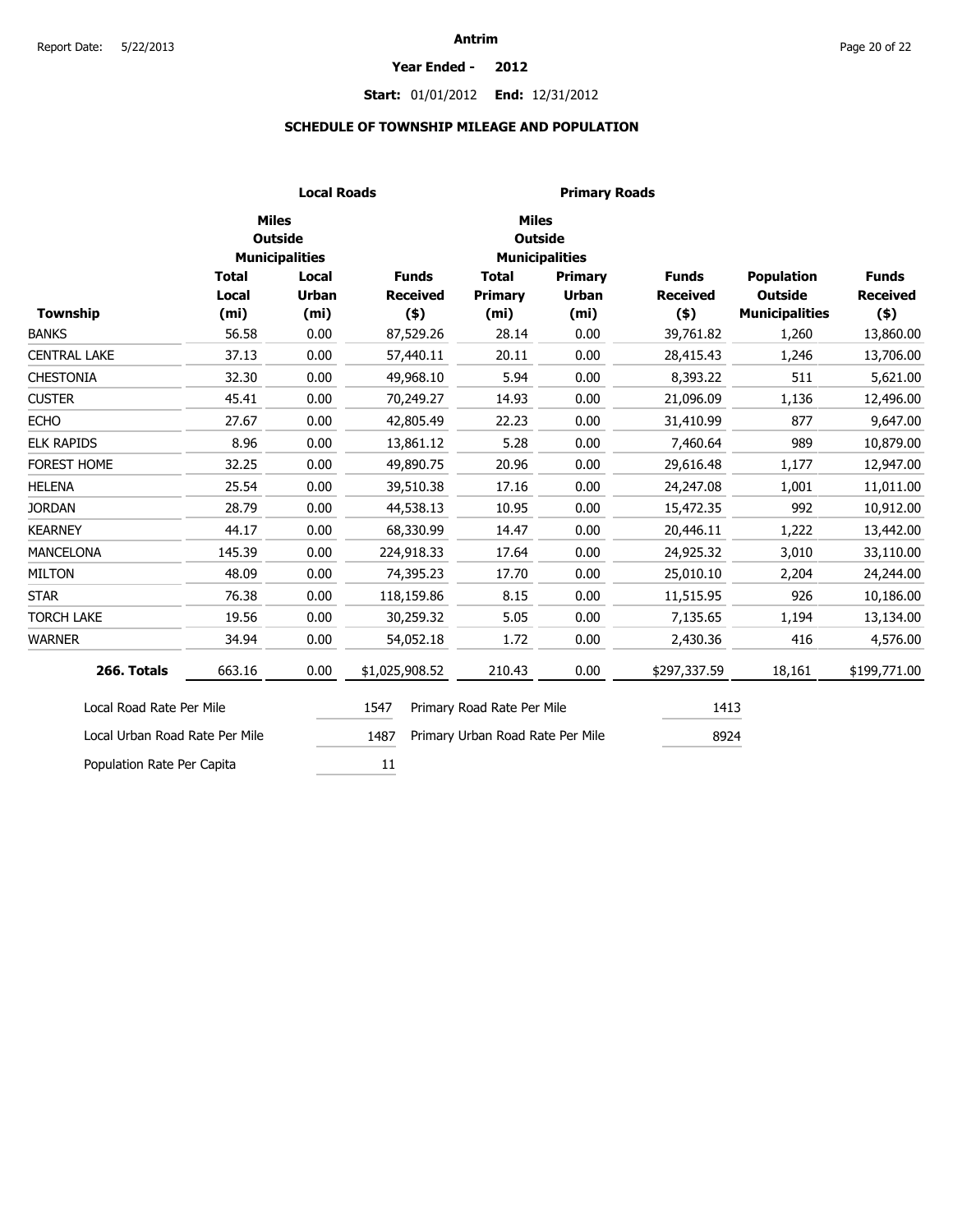## Antrim

**Year Ended - 2012**

**Start:** 01/01/2012 **End:** 12/31/2012

### SCHEDULE OF TOWNSHIP MILEAGE AND POPULATION

| | Local Roads | | | Primary Roads | | | | |
|---|---|---|---|---|---|---|---|---|
| | Miles Outside Municipalities | | | Miles Outside Municipalities | | | | |
| Township | Total Local (mi) | Local Urban (mi) | Funds Received ($) | Total Primary (mi) | Primary Urban (mi) | Funds Received ($) | Population Outside Municipalities | Funds Received ($) |
| BANKS | 56.58 | 0.00 | 87,529.26 | 28.14 | 0.00 | 39,761.82 | 1,260 | 13,860.00 |
| CENTRAL LAKE | 37.13 | 0.00 | 57,440.11 | 20.11 | 0.00 | 28,415.43 | 1,246 | 13,706.00 |
| CHESTONIA | 32.30 | 0.00 | 49,968.10 | 5.94 | 0.00 | 8,393.22 | 511 | 5,621.00 |
| CUSTER | 45.41 | 0.00 | 70,249.27 | 14.93 | 0.00 | 21,096.09 | 1,136 | 12,496.00 |
| ECHO | 27.67 | 0.00 | 42,805.49 | 22.23 | 0.00 | 31,410.99 | 877 | 9,647.00 |
| ELK RAPIDS | 8.96 | 0.00 | 13,861.12 | 5.28 | 0.00 | 7,460.64 | 989 | 10,879.00 |
| FOREST HOME | 32.25 | 0.00 | 49,890.75 | 20.96 | 0.00 | 29,616.48 | 1,177 | 12,947.00 |
| HELENA | 25.54 | 0.00 | 39,510.38 | 17.16 | 0.00 | 24,247.08 | 1,001 | 11,011.00 |
| JORDAN | 28.79 | 0.00 | 44,538.13 | 10.95 | 0.00 | 15,472.35 | 992 | 10,912.00 |
| KEARNEY | 44.17 | 0.00 | 68,330.99 | 14.47 | 0.00 | 20,446.11 | 1,222 | 13,442.00 |
| MANCELONA | 145.39 | 0.00 | 224,918.33 | 17.64 | 0.00 | 24,925.32 | 3,010 | 33,110.00 |
| MILTON | 48.09 | 0.00 | 74,395.23 | 17.70 | 0.00 | 25,010.10 | 2,204 | 24,244.00 |
| STAR | 76.38 | 0.00 | 118,159.86 | 8.15 | 0.00 | 11,515.95 | 926 | 10,186.00 |
| TORCH LAKE | 19.56 | 0.00 | 30,259.32 | 5.05 | 0.00 | 7,135.65 | 1,194 | 13,134.00 |
| WARNER | 34.94 | 0.00 | 54,052.18 | 1.72 | 0.00 | 2,430.36 | 416 | 4,576.00 |
| **266. Totals** | 663.16 | 0.00 | $1,025,908.52 | 210.43 | 0.00 | $297,337.59 | 18,161 | $199,771.00 |

| | | | |
|---|---|---|---|
| Local Road Rate Per Mile | 1547 | Primary Road Rate Per Mile | 1413 |
| Local Urban Road Rate Per Mile | 1487 | Primary Urban Road Rate Per Mile | 8924 |
| Population Rate Per Capita | 11 | | |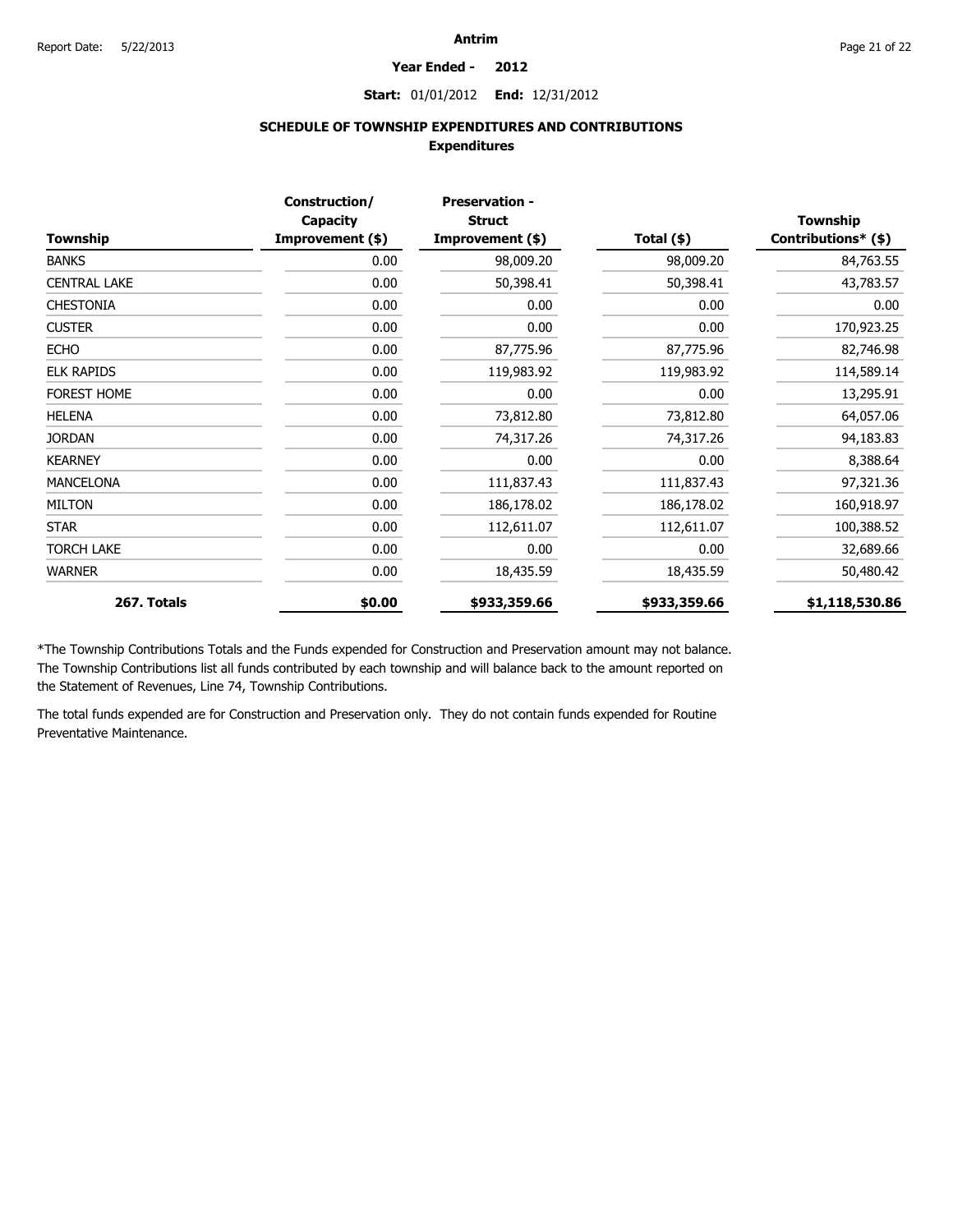Antrim

**Year Ended - 2012**

**Start:** 01/01/2012 **End:** 12/31/2012

## SCHEDULE OF TOWNSHIP EXPENDITURES AND CONTRIBUTIONS

### Expenditures

| Township | Construction/ Capacity Improvement ($) | Preservation - Struct Improvement ($) | Total ($) | Township Contributions* ($) |
|---|---|---|---|---|
| BANKS | 0.00 | 98,009.20 | 98,009.20 | 84,763.55 |
| CENTRAL LAKE | 0.00 | 50,398.41 | 50,398.41 | 43,783.57 |
| CHESTONIA | 0.00 | 0.00 | 0.00 | 0.00 |
| CUSTER | 0.00 | 0.00 | 0.00 | 170,923.25 |
| ECHO | 0.00 | 87,775.96 | 87,775.96 | 82,746.98 |
| ELK RAPIDS | 0.00 | 119,983.92 | 119,983.92 | 114,589.14 |
| FOREST HOME | 0.00 | 0.00 | 0.00 | 13,295.91 |
| HELENA | 0.00 | 73,812.80 | 73,812.80 | 64,057.06 |
| JORDAN | 0.00 | 74,317.26 | 74,317.26 | 94,183.83 |
| KEARNEY | 0.00 | 0.00 | 0.00 | 8,388.64 |
| MANCELONA | 0.00 | 111,837.43 | 111,837.43 | 97,321.36 |
| MILTON | 0.00 | 186,178.02 | 186,178.02 | 160,918.97 |
| STAR | 0.00 | 112,611.07 | 112,611.07 | 100,388.52 |
| TORCH LAKE | 0.00 | 0.00 | 0.00 | 32,689.66 |
| WARNER | 0.00 | 18,435.59 | 18,435.59 | 50,480.42 |
| **267. Totals** | **$0.00** | **$933,359.66** | **$933,359.66** | **$1,118,530.86** |

*The Township Contributions Totals and the Funds expended for Construction and Preservation amount may not balance. The Township Contributions list all funds contributed by each township and will balance back to the amount reported on the Statement of Revenues, Line 74, Township Contributions.

The total funds expended are for Construction and Preservation only. They do not contain funds expended for Routine Preventative Maintenance.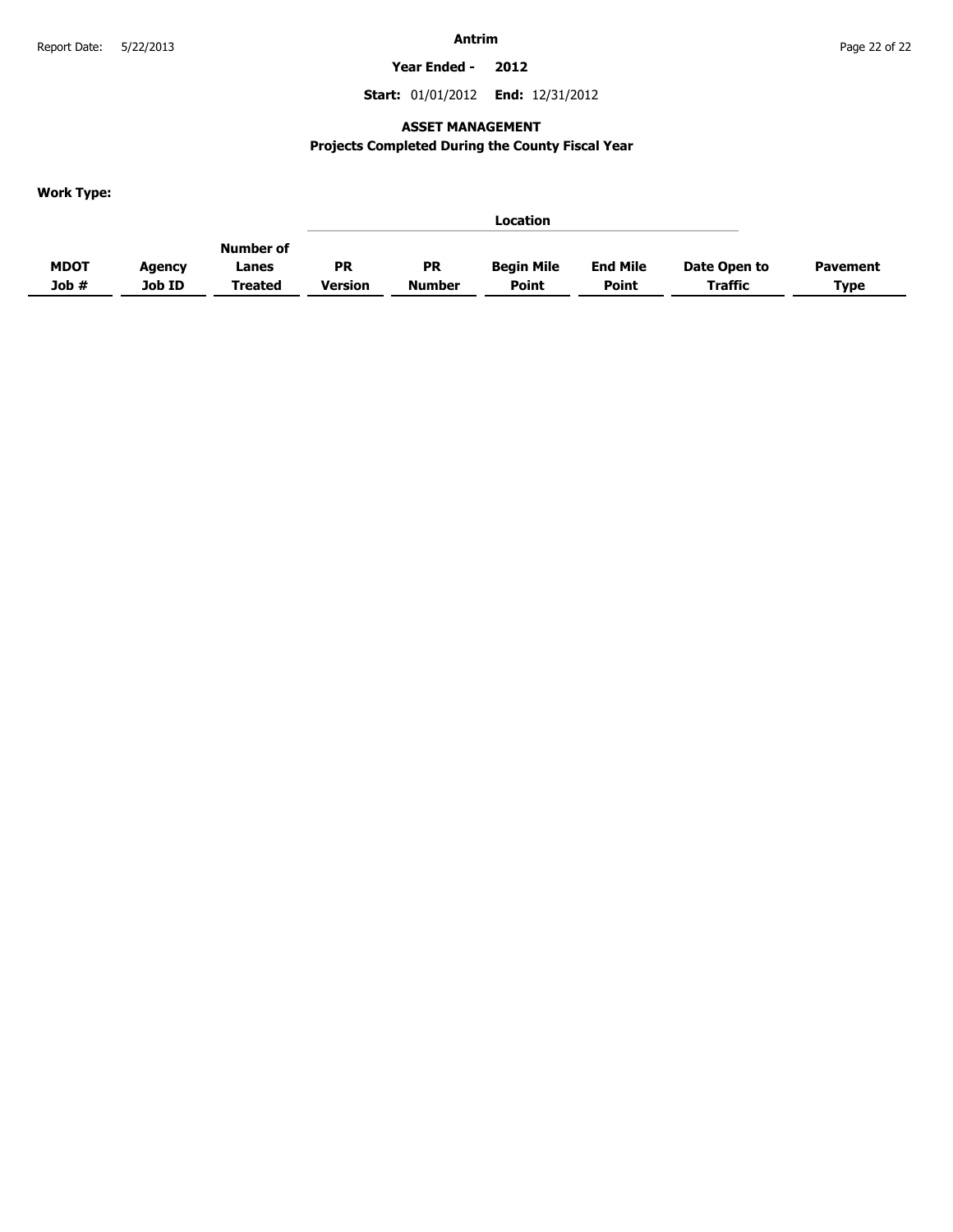Antrim

**Year Ended - 2012**

**Start:** 01/01/2012 **End:** 12/31/2012

## ASSET MANAGEMENT

### Projects Completed During the County Fiscal Year

**Work Type:**

| | | | Location | | | | | |
|---|---|---|---|---|---|---|---|---|
| **MDOT Job #** | **Agency Job ID** | **Number of Lanes Treated** | **PR Version** | **PR Number** | **Begin Mile Point** | **End Mile Point** | **Date Open to Traffic** | **Pavement Type** |